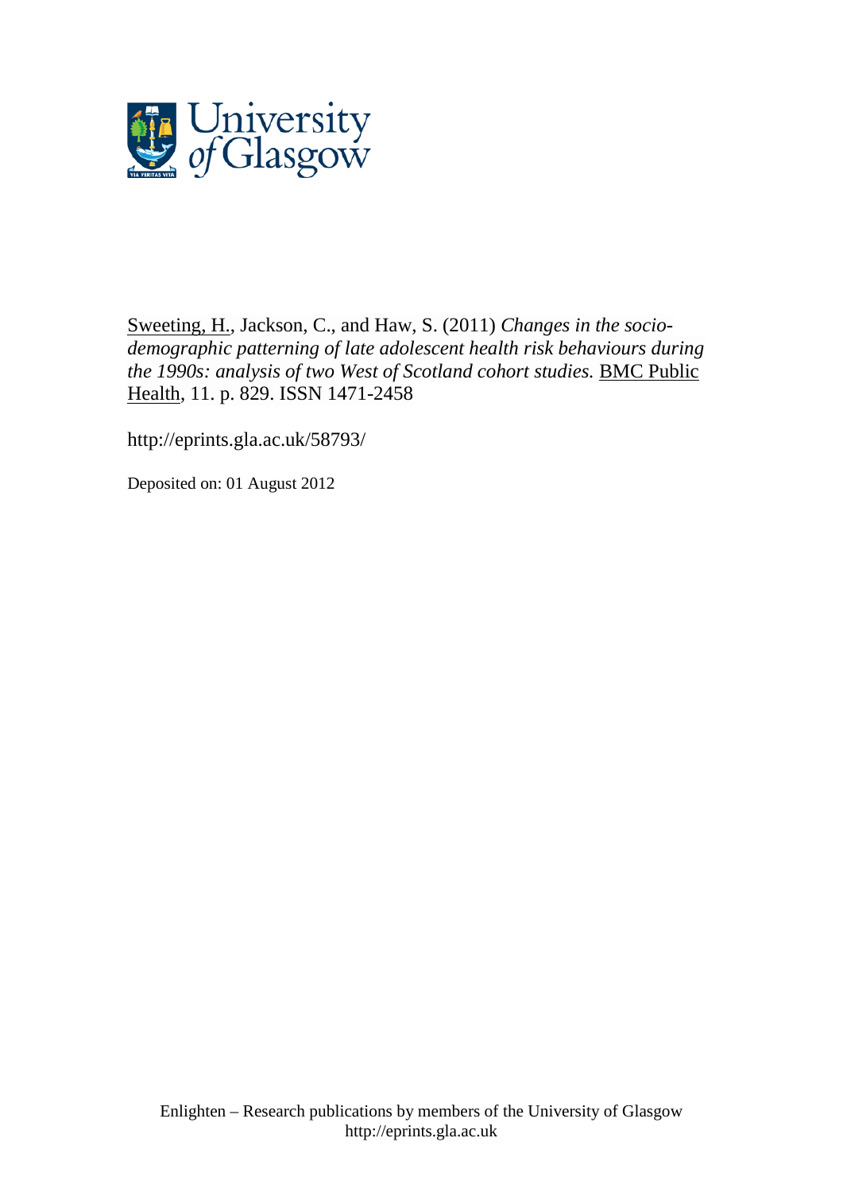Sweeting, H., Jackson, C., and Haw, S. (2011) *Changes in the socio-demographic patterning of late adolescent health risk behaviours during the 1990s: analysis of two West of Scotland cohort studies.* BMC Public Health, 11. p. 829. ISSN 1471-2458

http://eprints.gla.ac.uk/58793/

Deposited on: 01 August 2012

Enlighten – Research publications by members of the University of Glasgow
http://eprints.gla.ac.uk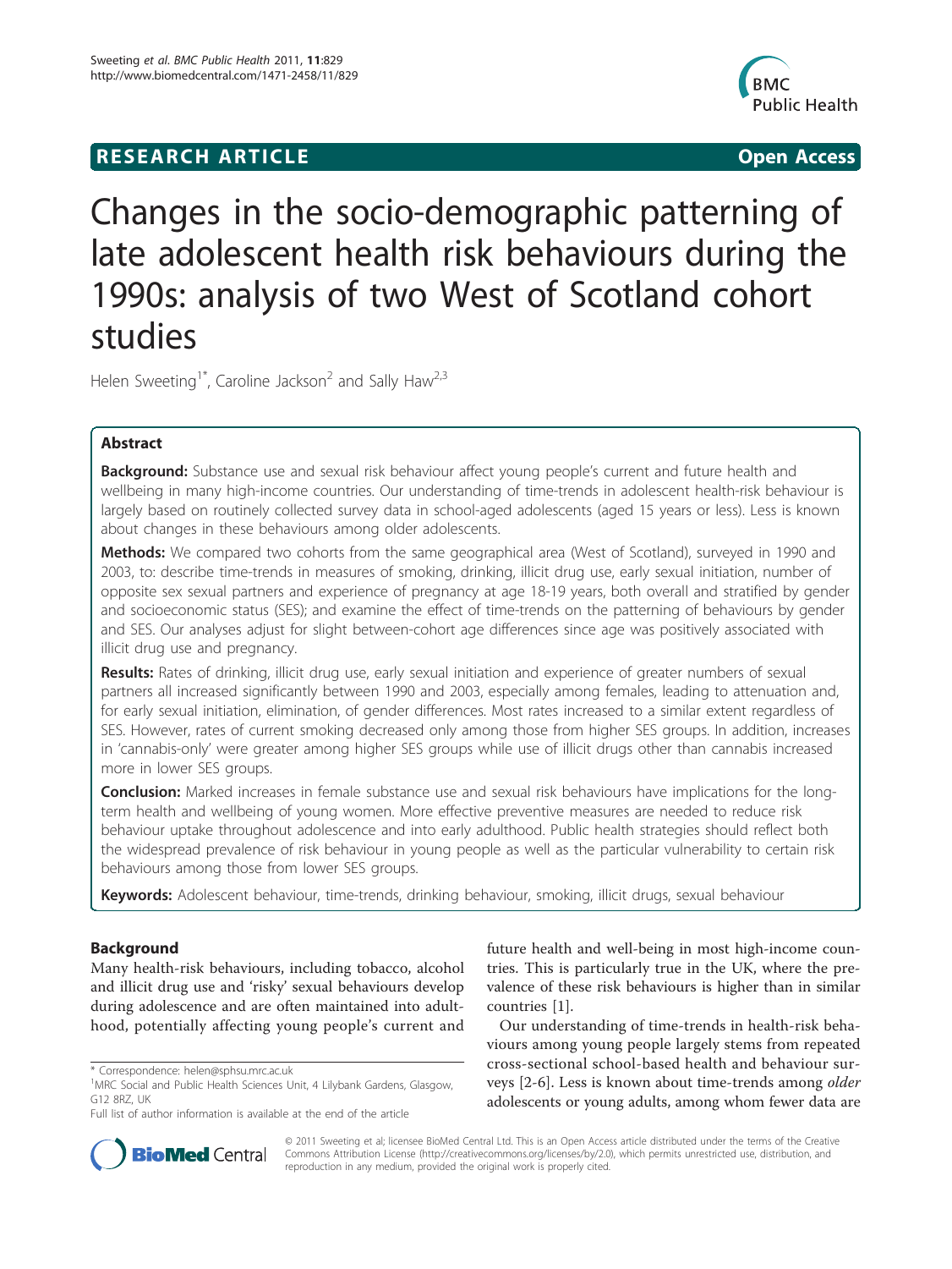Changes in the socio-demographic patterning of late adolescent health risk behaviours during the 1990s: analysis of two West of Scotland cohort studies

Helen Sweeting[1*], Caroline Jackson[2] and Sally Haw[2,3]

## Abstract

**Background:** Substance use and sexual risk behaviour affect young people's current and future health and wellbeing in many high-income countries. Our understanding of time-trends in adolescent health-risk behaviour is largely based on routinely collected survey data in school-aged adolescents (aged 15 years or less). Less is known about changes in these behaviours among older adolescents.

**Methods:** We compared two cohorts from the same geographical area (West of Scotland), surveyed in 1990 and 2003, to: describe time-trends in measures of smoking, drinking, illicit drug use, early sexual initiation, number of opposite sex sexual partners and experience of pregnancy at age 18-19 years, both overall and stratified by gender and socioeconomic status (SES); and examine the effect of time-trends on the patterning of behaviours by gender and SES. Our analyses adjust for slight between-cohort age differences since age was positively associated with illicit drug use and pregnancy.

**Results:** Rates of drinking, illicit drug use, early sexual initiation and experience of greater numbers of sexual partners all increased significantly between 1990 and 2003, especially among females, leading to attenuation and, for early sexual initiation, elimination, of gender differences. Most rates increased to a similar extent regardless of SES. However, rates of current smoking decreased only among those from higher SES groups. In addition, increases in 'cannabis-only' were greater among higher SES groups while use of illicit drugs other than cannabis increased more in lower SES groups.

**Conclusion:** Marked increases in female substance use and sexual risk behaviours have implications for the long-term health and wellbeing of young women. More effective preventive measures are needed to reduce risk behaviour uptake throughout adolescence and into early adulthood. Public health strategies should reflect both the widespread prevalence of risk behaviour in young people as well as the particular vulnerability to certain risk behaviours among those from lower SES groups.

**Keywords:** Adolescent behaviour, time-trends, drinking behaviour, smoking, illicit drugs, sexual behaviour

## Background

Many health-risk behaviours, including tobacco, alcohol and illicit drug use and 'risky' sexual behaviours develop during adolescence and are often maintained into adulthood, potentially affecting young people's current and future health and well-being in most high-income countries. This is particularly true in the UK, where the prevalence of these risk behaviours is higher than in similar countries [1].

Our understanding of time-trends in health-risk behaviours among young people largely stems from repeated cross-sectional school-based health and behaviour surveys [2-6]. Less is known about time-trends among *older* adolescents or young adults, among whom fewer data are

\* Correspondence: helen@sphsu.mrc.ac.uk
[1]MRC Social and Public Health Sciences Unit, 4 Lilybank Gardens, Glasgow, G12 8RZ, UK
Full list of author information is available at the end of the article

© 2011 Sweeting et al; licensee BioMed Central Ltd. This is an Open Access article distributed under the terms of the Creative Commons Attribution License (http://creativecommons.org/licenses/by/2.0), which permits unrestricted use, distribution, and reproduction in any medium, provided the original work is properly cited.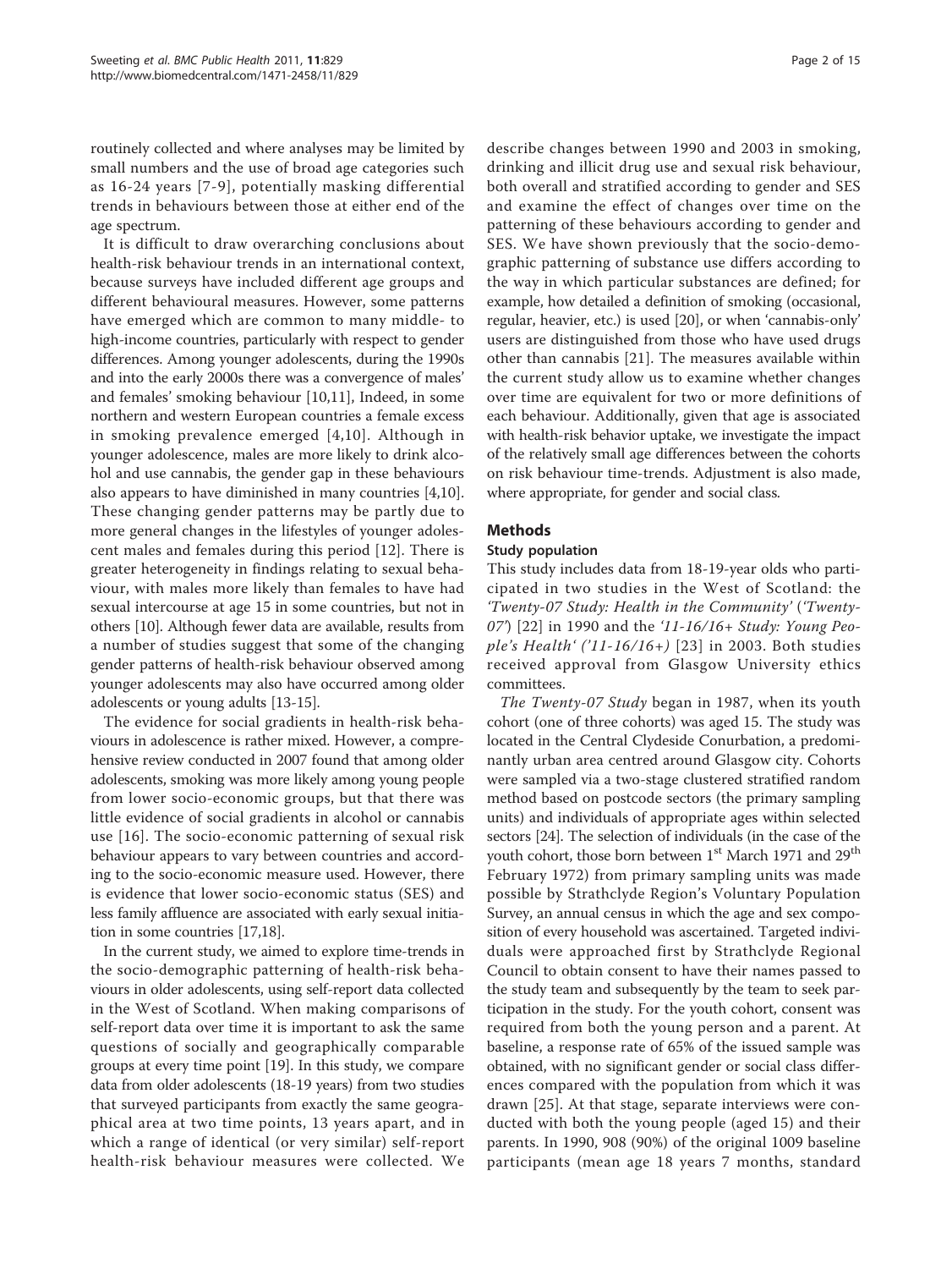routinely collected and where analyses may be limited by small numbers and the use of broad age categories such as 16-24 years [7-9], potentially masking differential trends in behaviours between those at either end of the age spectrum.

It is difficult to draw overarching conclusions about health-risk behaviour trends in an international context, because surveys have included different age groups and different behavioural measures. However, some patterns have emerged which are common to many middle- to high-income countries, particularly with respect to gender differences. Among younger adolescents, during the 1990s and into the early 2000s there was a convergence of males' and females' smoking behaviour [10,11], Indeed, in some northern and western European countries a female excess in smoking prevalence emerged [4,10]. Although in younger adolescence, males are more likely to drink alcohol and use cannabis, the gender gap in these behaviours also appears to have diminished in many countries [4,10]. These changing gender patterns may be partly due to more general changes in the lifestyles of younger adolescent males and females during this period [12]. There is greater heterogeneity in findings relating to sexual behaviour, with males more likely than females to have had sexual intercourse at age 15 in some countries, but not in others [10]. Although fewer data are available, results from a number of studies suggest that some of the changing gender patterns of health-risk behaviour observed among younger adolescents may also have occurred among older adolescents or young adults [13-15].

The evidence for social gradients in health-risk behaviours in adolescence is rather mixed. However, a comprehensive review conducted in 2007 found that among older adolescents, smoking was more likely among young people from lower socio-economic groups, but that there was little evidence of social gradients in alcohol or cannabis use [16]. The socio-economic patterning of sexual risk behaviour appears to vary between countries and according to the socio-economic measure used. However, there is evidence that lower socio-economic status (SES) and less family affluence are associated with early sexual initiation in some countries [17,18].

In the current study, we aimed to explore time-trends in the socio-demographic patterning of health-risk behaviours in older adolescents, using self-report data collected in the West of Scotland. When making comparisons of self-report data over time it is important to ask the same questions of socially and geographically comparable groups at every time point [19]. In this study, we compare data from older adolescents (18-19 years) from two studies that surveyed participants from exactly the same geographical area at two time points, 13 years apart, and in which a range of identical (or very similar) self-report health-risk behaviour measures were collected. We describe changes between 1990 and 2003 in smoking, drinking and illicit drug use and sexual risk behaviour, both overall and stratified according to gender and SES and examine the effect of changes over time on the patterning of these behaviours according to gender and SES. We have shown previously that the socio-demographic patterning of substance use differs according to the way in which particular substances are defined; for example, how detailed a definition of smoking (occasional, regular, heavier, etc.) is used [20], or when 'cannabis-only' users are distinguished from those who have used drugs other than cannabis [21]. The measures available within the current study allow us to examine whether changes over time are equivalent for two or more definitions of each behaviour. Additionally, given that age is associated with health-risk behavior uptake, we investigate the impact of the relatively small age differences between the cohorts on risk behaviour time-trends. Adjustment is also made, where appropriate, for gender and social class.

## Methods

### Study population

This study includes data from 18-19-year olds who participated in two studies in the West of Scotland: the *'Twenty-07 Study: Health in the Community'* (*'Twenty-07'*) [22] in 1990 and the *'11-16/16+ Study: Young People's Health' ('11-16/16+)* [23] in 2003. Both studies received approval from Glasgow University ethics committees.

*The Twenty-07 Study* began in 1987, when its youth cohort (one of three cohorts) was aged 15. The study was located in the Central Clydeside Conurbation, a predominantly urban area centred around Glasgow city. Cohorts were sampled via a two-stage clustered stratified random method based on postcode sectors (the primary sampling units) and individuals of appropriate ages within selected sectors [24]. The selection of individuals (in the case of the youth cohort, those born between 1st March 1971 and 29th February 1972) from primary sampling units was made possible by Strathclyde Region's Voluntary Population Survey, an annual census in which the age and sex composition of every household was ascertained. Targeted individuals were approached first by Strathclyde Regional Council to obtain consent to have their names passed to the study team and subsequently by the team to seek participation in the study. For the youth cohort, consent was required from both the young person and a parent. At baseline, a response rate of 65% of the issued sample was obtained, with no significant gender or social class differences compared with the population from which it was drawn [25]. At that stage, separate interviews were conducted with both the young people (aged 15) and their parents. In 1990, 908 (90%) of the original 1009 baseline participants (mean age 18 years 7 months, standard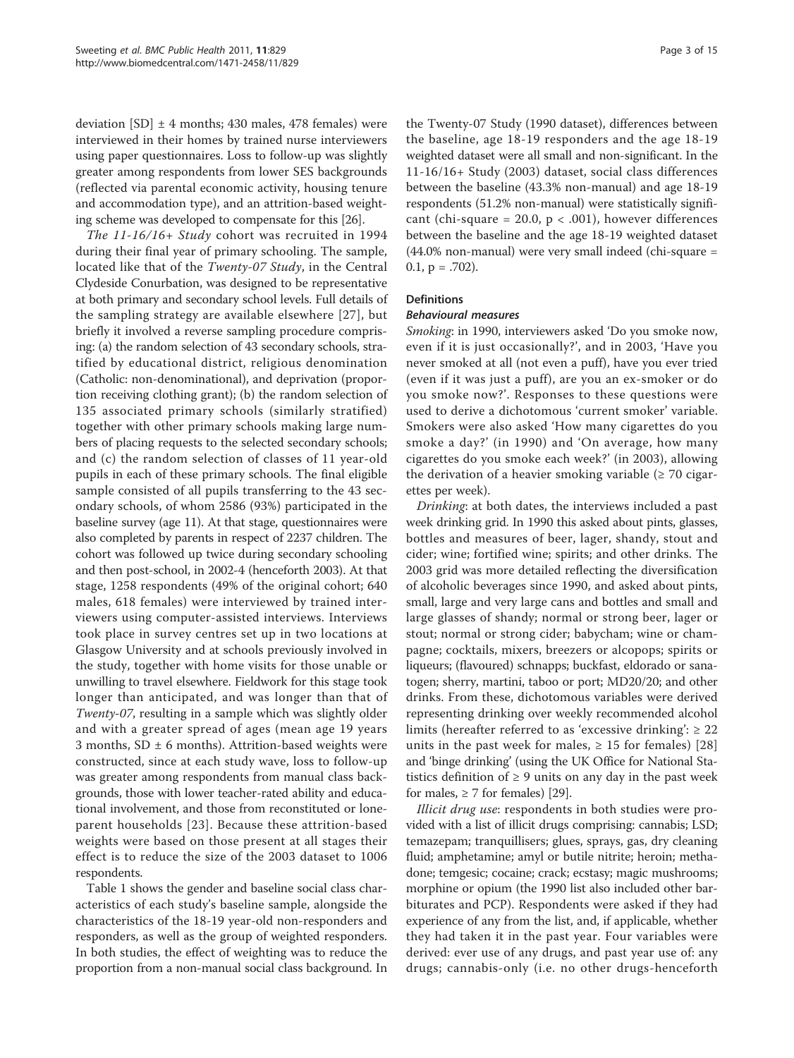deviation [SD] ± 4 months; 430 males, 478 females) were interviewed in their homes by trained nurse interviewers using paper questionnaires. Loss to follow-up was slightly greater among respondents from lower SES backgrounds (reflected via parental economic activity, housing tenure and accommodation type), and an attrition-based weighting scheme was developed to compensate for this [26].

*The 11-16/16+ Study* cohort was recruited in 1994 during their final year of primary schooling. The sample, located like that of the *Twenty-07 Study*, in the Central Clydeside Conurbation, was designed to be representative at both primary and secondary school levels. Full details of the sampling strategy are available elsewhere [27], but briefly it involved a reverse sampling procedure comprising: (a) the random selection of 43 secondary schools, stratified by educational district, religious denomination (Catholic: non-denominational), and deprivation (proportion receiving clothing grant); (b) the random selection of 135 associated primary schools (similarly stratified) together with other primary schools making large numbers of placing requests to the selected secondary schools; and (c) the random selection of classes of 11 year-old pupils in each of these primary schools. The final eligible sample consisted of all pupils transferring to the 43 secondary schools, of whom 2586 (93%) participated in the baseline survey (age 11). At that stage, questionnaires were also completed by parents in respect of 2237 children. The cohort was followed up twice during secondary schooling and then post-school, in 2002-4 (henceforth 2003). At that stage, 1258 respondents (49% of the original cohort; 640 males, 618 females) were interviewed by trained interviewers using computer-assisted interviews. Interviews took place in survey centres set up in two locations at Glasgow University and at schools previously involved in the study, together with home visits for those unable or unwilling to travel elsewhere. Fieldwork for this stage took longer than anticipated, and was longer than that of *Twenty-07*, resulting in a sample which was slightly older and with a greater spread of ages (mean age 19 years 3 months, SD ± 6 months). Attrition-based weights were constructed, since at each study wave, loss to follow-up was greater among respondents from manual class backgrounds, those with lower teacher-rated ability and educational involvement, and those from reconstituted or lone-parent households [23]. Because these attrition-based weights were based on those present at all stages their effect is to reduce the size of the 2003 dataset to 1006 respondents.

Table 1 shows the gender and baseline social class characteristics of each study's baseline sample, alongside the characteristics of the 18-19 year-old non-responders and responders, as well as the group of weighted responders. In both studies, the effect of weighting was to reduce the proportion from a non-manual social class background. In the Twenty-07 Study (1990 dataset), differences between the baseline, age 18-19 responders and the age 18-19 weighted dataset were all small and non-significant. In the 11-16/16+ Study (2003) dataset, social class differences between the baseline (43.3% non-manual) and age 18-19 respondents (51.2% non-manual) were statistically significant (chi-square = 20.0, $p < .001$), however differences between the baseline and the age 18-19 weighted dataset (44.0% non-manual) were very small indeed (chi-square = 0.1, $p = .702$).

## Definitions

### Behavioural measures

*Smoking*: in 1990, interviewers asked 'Do you smoke now, even if it is just occasionally?', and in 2003, 'Have you never smoked at all (not even a puff), have you ever tried (even if it was just a puff), are you an ex-smoker or do you smoke now?'. Responses to these questions were used to derive a dichotomous 'current smoker' variable. Smokers were also asked 'How many cigarettes do you smoke a day?' (in 1990) and 'On average, how many cigarettes do you smoke each week?' (in 2003), allowing the derivation of a heavier smoking variable (≥ 70 cigarettes per week).

*Drinking*: at both dates, the interviews included a past week drinking grid. In 1990 this asked about pints, glasses, bottles and measures of beer, lager, shandy, stout and cider; wine; fortified wine; spirits; and other drinks. The 2003 grid was more detailed reflecting the diversification of alcoholic beverages since 1990, and asked about pints, small, large and very large cans and bottles and small and large glasses of shandy; normal or strong beer, lager or stout; normal or strong cider; babycham; wine or champagne; cocktails, mixers, breezers or alcopops; spirits or liqueurs; (flavoured) schnapps; buckfast, eldorado or sanatogen; sherry, martini, taboo or port; MD20/20; and other drinks. From these, dichotomous variables were derived representing drinking over weekly recommended alcohol limits (hereafter referred to as 'excessive drinking': ≥ 22 units in the past week for males, ≥ 15 for females) [28] and 'binge drinking' (using the UK Office for National Statistics definition of ≥ 9 units on any day in the past week for males, ≥ 7 for females) [29].

*Illicit drug use*: respondents in both studies were provided with a list of illicit drugs comprising: cannabis; LSD; temazepam; tranquillisers; glues, sprays, gas, dry cleaning fluid; amphetamine; amyl or butile nitrite; heroin; methadone; temgesic; cocaine; crack; ecstasy; magic mushrooms; morphine or opium (the 1990 list also included other barbiturates and PCP). Respondents were asked if they had experience of any from the list, and, if applicable, whether they had taken it in the past year. Four variables were derived: ever use of any drugs, and past year use of: any drugs; cannabis-only (i.e. no other drugs-henceforth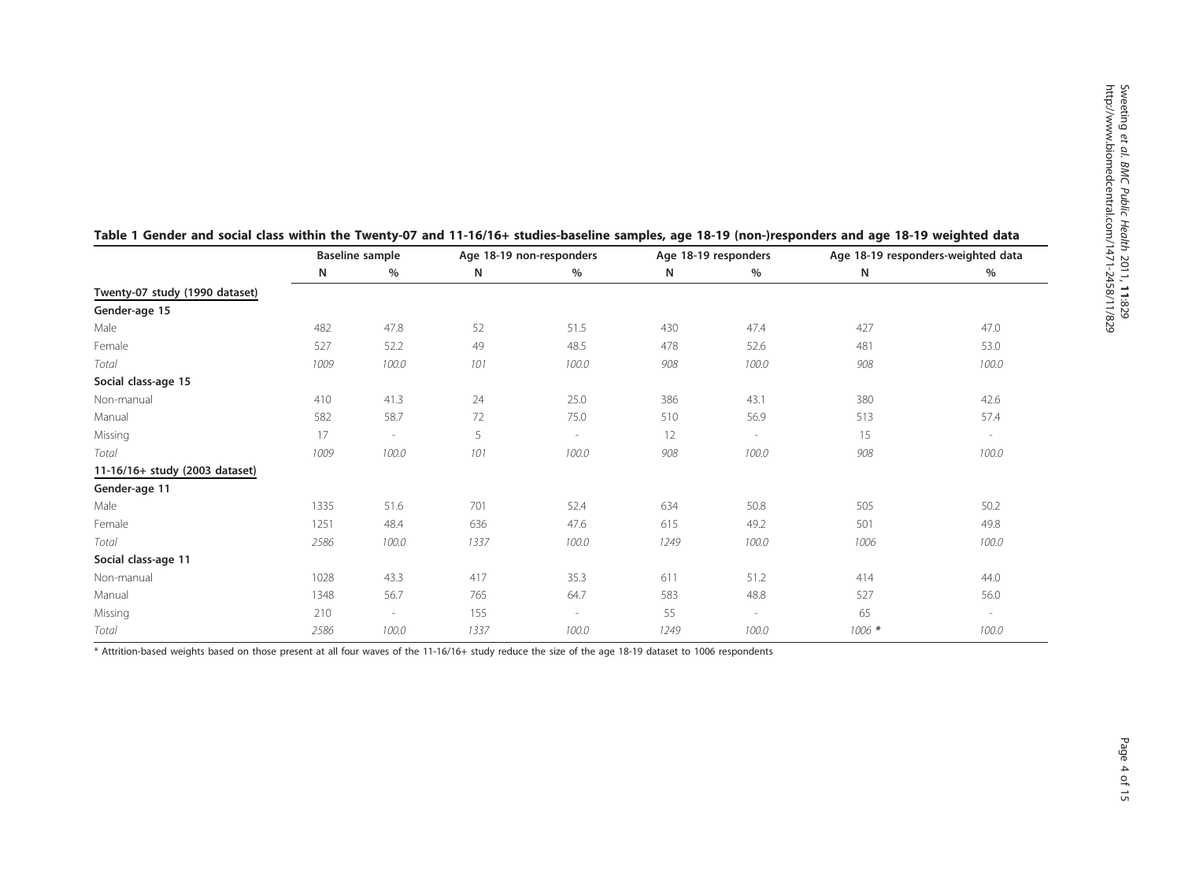**Table 1 Gender and social class within the Twenty-07 and 11-16/16+ studies-baseline samples, age 18-19 (non-)responders and age 18-19 weighted data**

| | Baseline sample | | Age 18-19 non-responders | | Age 18-19 responders | | Age 18-19 responders-weighted data | |
|---|---|---|---|---|---|---|---|---|
| | N | % | N | % | N | % | N | % |
| **Twenty-07 study (1990 dataset)** | | | | | | | | |
| **Gender-age 15** | | | | | | | | |
| Male | 482 | 47.8 | 52 | 51.5 | 430 | 47.4 | 427 | 47.0 |
| Female | 527 | 52.2 | 49 | 48.5 | 478 | 52.6 | 481 | 53.0 |
| *Total* | *1009* | *100.0* | *101* | *100.0* | *908* | *100.0* | *908* | *100.0* |
| **Social class-age 15** | | | | | | | | |
| Non-manual | 410 | 41.3 | 24 | 25.0 | 386 | 43.1 | 380 | 42.6 |
| Manual | 582 | 58.7 | 72 | 75.0 | 510 | 56.9 | 513 | 57.4 |
| Missing | 17 | - | 5 | - | 12 | - | 15 | - |
| *Total* | *1009* | *100.0* | *101* | *100.0* | *908* | *100.0* | *908* | *100.0* |
| **11-16/16+ study (2003 dataset)** | | | | | | | | |
| **Gender-age 11** | | | | | | | | |
| Male | 1335 | 51.6 | 701 | 52.4 | 634 | 50.8 | 505 | 50.2 |
| Female | 1251 | 48.4 | 636 | 47.6 | 615 | 49.2 | 501 | 49.8 |
| *Total* | *2586* | *100.0* | *1337* | *100.0* | *1249* | *100.0* | *1006* | *100.0* |
| **Social class-age 11** | | | | | | | | |
| Non-manual | 1028 | 43.3 | 417 | 35.3 | 611 | 51.2 | 414 | 44.0 |
| Manual | 1348 | 56.7 | 765 | 64.7 | 583 | 48.8 | 527 | 56.0 |
| Missing | 210 | - | 155 | - | 55 | - | 65 | - |
| *Total* | *2586* | *100.0* | *1337* | *100.0* | *1249* | *100.0* | *1006* * | *100.0* |

* Attrition-based weights based on those present at all four waves of the 11-16/16+ study reduce the size of the age 18-19 dataset to 1006 respondents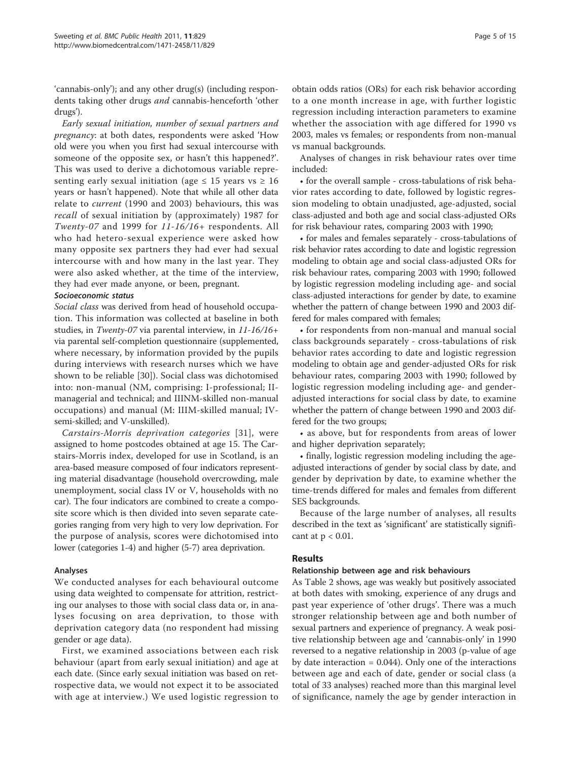'cannabis-only'); and any other drug(s) (including respondents taking other drugs *and* cannabis-henceforth 'other drugs').

*Early sexual initiation, number of sexual partners and pregnancy*: at both dates, respondents were asked 'How old were you when you first had sexual intercourse with someone of the opposite sex, or hasn't this happened?'. This was used to derive a dichotomous variable representing early sexual initiation (age ≤ 15 years vs ≥ 16 years or hasn't happened). Note that while all other data relate to *current* (1990 and 2003) behaviours, this was *recall* of sexual initiation by (approximately) 1987 for *Twenty-07* and 1999 for *11-16/16+* respondents. All who had hetero-sexual experience were asked how many opposite sex partners they had ever had sexual intercourse with and how many in the last year. They were also asked whether, at the time of the interview, they had ever made anyone, or been, pregnant.

#### Socioeconomic status

*Social class* was derived from head of household occupation. This information was collected at baseline in both studies, in *Twenty-07* via parental interview, in *11-16/16+* via parental self-completion questionnaire (supplemented, where necessary, by information provided by the pupils during interviews with research nurses which we have shown to be reliable [30]). Social class was dichotomised into: non-manual (NM, comprising: I-professional; II-managerial and technical; and IIINM-skilled non-manual occupations) and manual (M: IIIM-skilled manual; IV-semi-skilled; and V-unskilled).

*Carstairs-Morris deprivation categories* [31], were assigned to home postcodes obtained at age 15. The Carstairs-Morris index, developed for use in Scotland, is an area-based measure composed of four indicators representing material disadvantage (household overcrowding, male unemployment, social class IV or V, households with no car). The four indicators are combined to create a composite score which is then divided into seven separate categories ranging from very high to very low deprivation. For the purpose of analysis, scores were dichotomised into lower (categories 1-4) and higher (5-7) area deprivation.

### Analyses

We conducted analyses for each behavioural outcome using data weighted to compensate for attrition, restricting our analyses to those with social class data or, in analyses focusing on area deprivation, to those with deprivation category data (no respondent had missing gender or age data).

First, we examined associations between each risk behaviour (apart from early sexual initiation) and age at each date. (Since early sexual initiation was based on retrospective data, we would not expect it to be associated with age at interview.) We used logistic regression to obtain odds ratios (ORs) for each risk behavior according to a one month increase in age, with further logistic regression including interaction parameters to examine whether the association with age differed for 1990 vs 2003, males vs females; or respondents from non-manual vs manual backgrounds.

Analyses of changes in risk behaviour rates over time included:

- for the overall sample - cross-tabulations of risk behavior rates according to date, followed by logistic regression modeling to obtain unadjusted, age-adjusted, social class-adjusted and both age and social class-adjusted ORs for risk behaviour rates, comparing 2003 with 1990;
- for males and females separately - cross-tabulations of risk behavior rates according to date and logistic regression modeling to obtain age and social class-adjusted ORs for risk behaviour rates, comparing 2003 with 1990; followed by logistic regression modeling including age- and social class-adjusted interactions for gender by date, to examine whether the pattern of change between 1990 and 2003 differed for males compared with females;
- for respondents from non-manual and manual social class backgrounds separately - cross-tabulations of risk behavior rates according to date and logistic regression modeling to obtain age and gender-adjusted ORs for risk behaviour rates, comparing 2003 with 1990; followed by logistic regression modeling including age- and gender-adjusted interactions for social class by date, to examine whether the pattern of change between 1990 and 2003 differed for the two groups;
- as above, but for respondents from areas of lower and higher deprivation separately;
- finally, logistic regression modeling including the age-adjusted interactions of gender by social class by date, and gender by deprivation by date, to examine whether the time-trends differed for males and females from different SES backgrounds.

Because of the large number of analyses, all results described in the text as 'significant' are statistically significant at $p < 0.01$.

## Results

### Relationship between age and risk behaviours

As Table 2 shows, age was weakly but positively associated at both dates with smoking, experience of any drugs and past year experience of 'other drugs'. There was a much stronger relationship between age and both number of sexual partners and experience of pregnancy. A weak positive relationship between age and 'cannabis-only' in 1990 reversed to a negative relationship in 2003 (p-value of age by date interaction = 0.044). Only one of the interactions between age and each of date, gender or social class (a total of 33 analyses) reached more than this marginal level of significance, namely the age by gender interaction in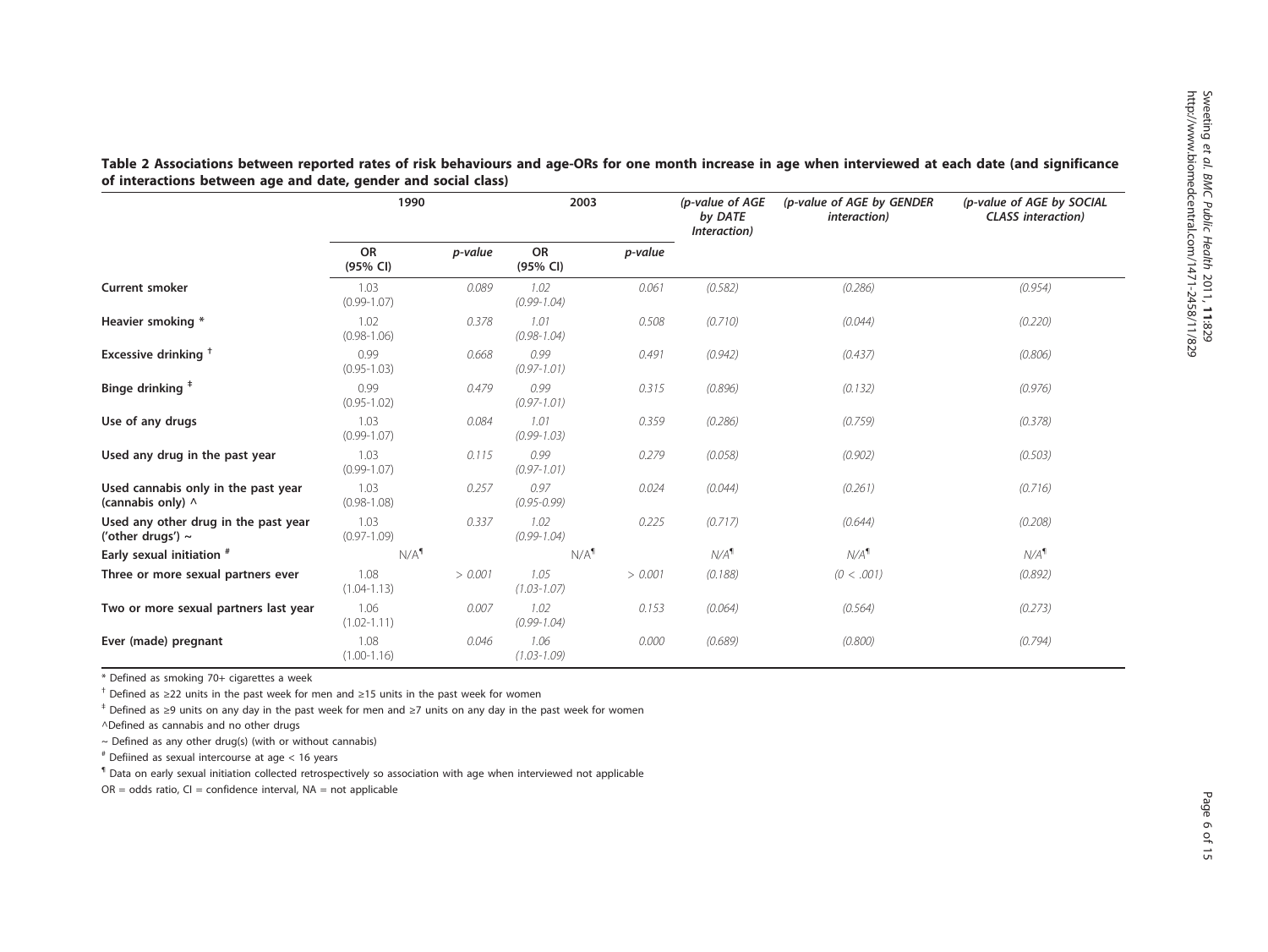**Table 2 Associations between reported rates of risk behaviours and age-ORs for one month increase in age when interviewed at each date (and significance of interactions between age and date, gender and social class)**

| | 1990 | | 2003 | | (p-value of AGE by DATE Interaction) | (p-value of AGE by GENDER interaction) | (p-value of AGE by SOCIAL CLASS interaction) |
|---|---|---|---|---|---|---|---|
| | OR (95% CI) | p-value | OR (95% CI) | p-value | | | |
| **Current smoker** | 1.03 (0.99-1.07) | 0.089 | 1.02 (0.99-1.04) | 0.061 | (0.582) | (0.286) | (0.954) |
| **Heavier smoking** * | 1.02 (0.98-1.06) | 0.378 | 1.01 (0.98-1.04) | 0.508 | (0.710) | (0.044) | (0.220) |
| **Excessive drinking** † | 0.99 (0.95-1.03) | 0.668 | 0.99 (0.97-1.01) | 0.491 | (0.942) | (0.437) | (0.806) |
| **Binge drinking** ‡ | 0.99 (0.95-1.02) | 0.479 | 0.99 (0.97-1.01) | 0.315 | (0.896) | (0.132) | (0.976) |
| **Use of any drugs** | 1.03 (0.99-1.07) | 0.084 | 1.01 (0.99-1.03) | 0.359 | (0.286) | (0.759) | (0.378) |
| **Used any drug in the past year** | 1.03 (0.99-1.07) | 0.115 | 0.99 (0.97-1.01) | 0.279 | (0.058) | (0.902) | (0.503) |
| **Used cannabis only in the past year (cannabis only)** ^ | 1.03 (0.98-1.08) | 0.257 | 0.97 (0.95-0.99) | 0.024 | (0.044) | (0.261) | (0.716) |
| **Used any other drug in the past year ('other drugs')** ~ | 1.03 (0.97-1.09) | 0.337 | 1.02 (0.99-1.04) | 0.225 | (0.717) | (0.644) | (0.208) |
| **Early sexual initiation** # | N/A¶ | | N/A¶ | | N/A¶ | N/A¶ | N/A¶ |
| **Three or more sexual partners ever** | 1.08 (1.04-1.13) | > 0.001 | 1.05 (1.03-1.07) | > 0.001 | (0.188) | (0 < .001) | (0.892) |
| **Two or more sexual partners last year** | 1.06 (1.02-1.11) | 0.007 | 1.02 (0.99-1.04) | 0.153 | (0.064) | (0.564) | (0.273) |
| **Ever (made) pregnant** | 1.08 (1.00-1.16) | 0.046 | 1.06 (1.03-1.09) | 0.000 | (0.689) | (0.800) | (0.794) |

\* Defined as smoking 70+ cigarettes a week

† Defined as ≥22 units in the past week for men and ≥15 units in the past week for women

‡ Defined as ≥9 units on any day in the past week for men and ≥7 units on any day in the past week for women

^Defined as cannabis and no other drugs

~ Defined as any other drug(s) (with or without cannabis)

\# Defiined as sexual intercourse at age < 16 years

¶ Data on early sexual initiation collected retrospectively so association with age when interviewed not applicable

OR = odds ratio, CI = confidence interval, NA = not applicable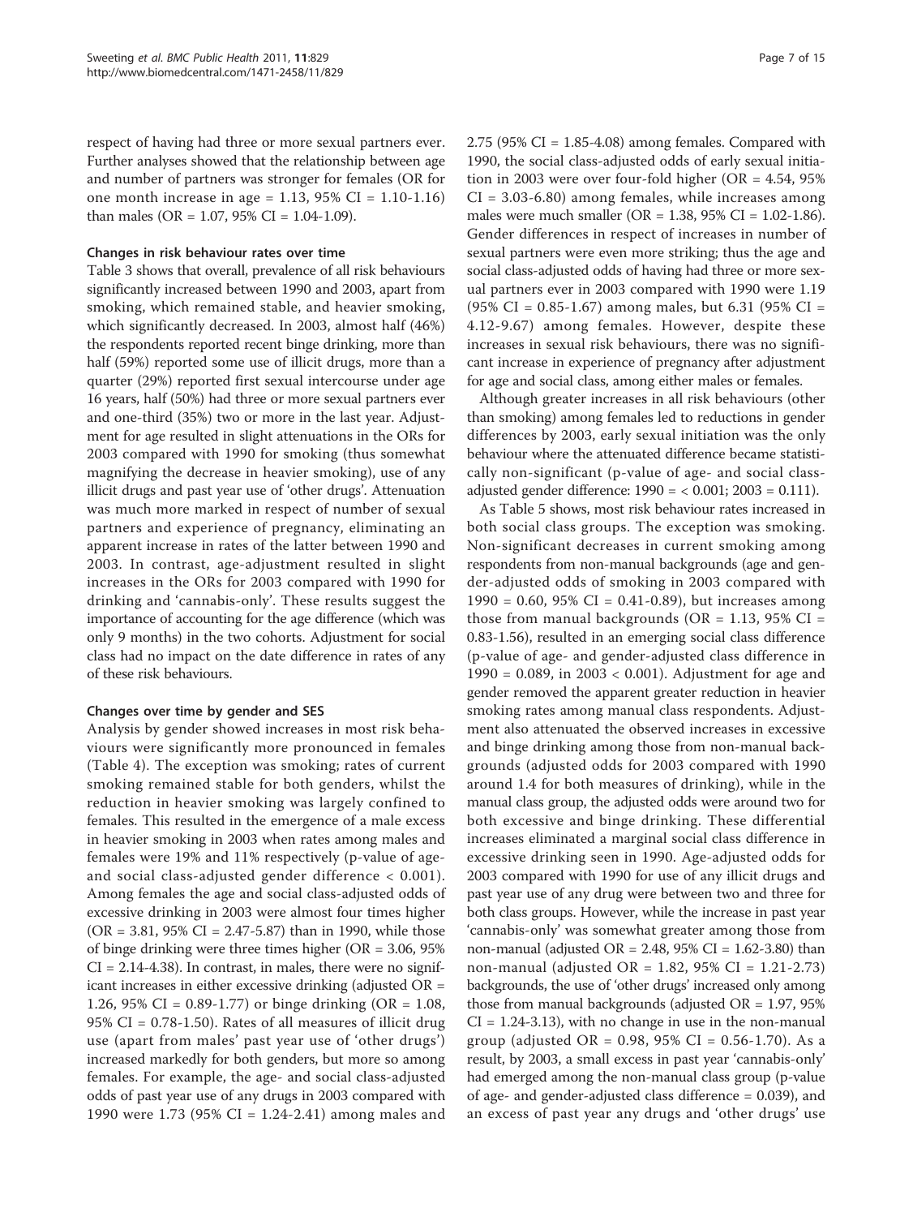respect of having had three or more sexual partners ever. Further analyses showed that the relationship between age and number of partners was stronger for females (OR for one month increase in age = 1.13, 95% CI = 1.10-1.16) than males (OR = 1.07, 95% CI = 1.04-1.09).

#### Changes in risk behaviour rates over time

Table 3 shows that overall, prevalence of all risk behaviours significantly increased between 1990 and 2003, apart from smoking, which remained stable, and heavier smoking, which significantly decreased. In 2003, almost half (46%) the respondents reported recent binge drinking, more than half (59%) reported some use of illicit drugs, more than a quarter (29%) reported first sexual intercourse under age 16 years, half (50%) had three or more sexual partners ever and one-third (35%) two or more in the last year. Adjustment for age resulted in slight attenuations in the ORs for 2003 compared with 1990 for smoking (thus somewhat magnifying the decrease in heavier smoking), use of any illicit drugs and past year use of 'other drugs'. Attenuation was much more marked in respect of number of sexual partners and experience of pregnancy, eliminating an apparent increase in rates of the latter between 1990 and 2003. In contrast, age-adjustment resulted in slight increases in the ORs for 2003 compared with 1990 for drinking and 'cannabis-only'. These results suggest the importance of accounting for the age difference (which was only 9 months) in the two cohorts. Adjustment for social class had no impact on the date difference in rates of any of these risk behaviours.

#### Changes over time by gender and SES

Analysis by gender showed increases in most risk behaviours were significantly more pronounced in females (Table 4). The exception was smoking; rates of current smoking remained stable for both genders, whilst the reduction in heavier smoking was largely confined to females. This resulted in the emergence of a male excess in heavier smoking in 2003 when rates among males and females were 19% and 11% respectively (p-value of age- and social class-adjusted gender difference < 0.001). Among females the age and social class-adjusted odds of excessive drinking in 2003 were almost four times higher (OR = 3.81, 95% CI = 2.47-5.87) than in 1990, while those of binge drinking were three times higher (OR = 3.06, 95% CI = 2.14-4.38). In contrast, in males, there were no significant increases in either excessive drinking (adjusted OR = 1.26, 95% CI = 0.89-1.77) or binge drinking (OR = 1.08, 95% CI = 0.78-1.50). Rates of all measures of illicit drug use (apart from males' past year use of 'other drugs') increased markedly for both genders, but more so among females. For example, the age- and social class-adjusted odds of past year use of any drugs in 2003 compared with 1990 were 1.73 (95% CI = 1.24-2.41) among males and 2.75 (95% CI = 1.85-4.08) among females. Compared with 1990, the social class-adjusted odds of early sexual initiation in 2003 were over four-fold higher (OR = 4.54, 95% CI = 3.03-6.80) among females, while increases among males were much smaller (OR = 1.38, 95% CI = 1.02-1.86). Gender differences in respect of increases in number of sexual partners were even more striking; thus the age and social class-adjusted odds of having had three or more sexual partners ever in 2003 compared with 1990 were 1.19 (95% CI = 0.85-1.67) among males, but 6.31 (95% CI = 4.12-9.67) among females. However, despite these increases in sexual risk behaviours, there was no significant increase in experience of pregnancy after adjustment for age and social class, among either males or females.

Although greater increases in all risk behaviours (other than smoking) among females led to reductions in gender differences by 2003, early sexual initiation was the only behaviour where the attenuated difference became statistically non-significant (p-value of age- and social class-adjusted gender difference: 1990 = < 0.001; 2003 = 0.111).

As Table 5 shows, most risk behaviour rates increased in both social class groups. The exception was smoking. Non-significant decreases in current smoking among respondents from non-manual backgrounds (age and gender-adjusted odds of smoking in 2003 compared with 1990 = 0.60, 95% CI = 0.41-0.89), but increases among those from manual backgrounds (OR = 1.13, 95% CI = 0.83-1.56), resulted in an emerging social class difference (p-value of age- and gender-adjusted class difference in 1990 = 0.089, in 2003 < 0.001). Adjustment for age and gender removed the apparent greater reduction in heavier smoking rates among manual class respondents. Adjustment also attenuated the observed increases in excessive and binge drinking among those from non-manual backgrounds (adjusted odds for 2003 compared with 1990 around 1.4 for both measures of drinking), while in the manual class group, the adjusted odds were around two for both excessive and binge drinking. These differential increases eliminated a marginal social class difference in excessive drinking seen in 1990. Age-adjusted odds for 2003 compared with 1990 for use of any illicit drugs and past year use of any drug were between two and three for both class groups. However, while the increase in past year 'cannabis-only' was somewhat greater among those from non-manual (adjusted OR = 2.48, 95% CI = 1.62-3.80) than non-manual (adjusted OR = 1.82, 95% CI = 1.21-2.73) backgrounds, the use of 'other drugs' increased only among those from manual backgrounds (adjusted OR = 1.97, 95% CI = 1.24-3.13), with no change in use in the non-manual group (adjusted OR = 0.98, 95% CI = 0.56-1.70). As a result, by 2003, a small excess in past year 'cannabis-only' had emerged among the non-manual class group (p-value of age- and gender-adjusted class difference = 0.039), and an excess of past year any drugs and 'other drugs' use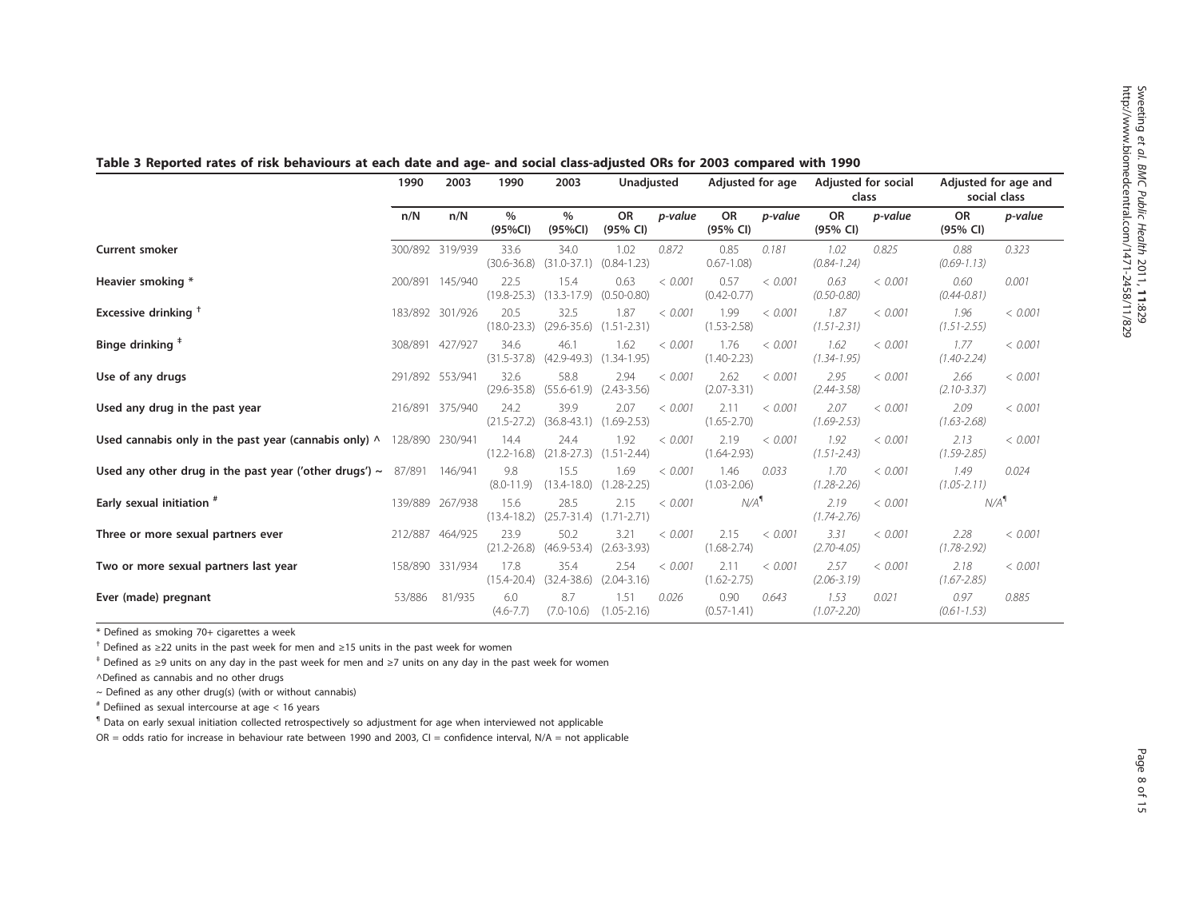**Table 3 Reported rates of risk behaviours at each date and age- and social class-adjusted ORs for 2003 compared with 1990**

| | 1990 | 2003 | 1990 | 2003 | Unadjusted | | Adjusted for age | | Adjusted for social class | | Adjusted for age and social class | |
|---|---|---|---|---|---|---|---|---|---|---|---|---|
| | n/N | n/N | % (95%CI) | % (95%CI) | OR (95% CI) | *p-value* | OR (95% CI) | *p-value* | OR (95% CI) | *p-value* | OR (95% CI) | *p-value* |
| **Current smoker** | 300/892 | 319/939 | 33.6 (30.6-36.8) | 34.0 (31.0-37.1) | 1.02 (0.84-1.23) | *0.872* | 0.85 (0.67-1.08) | *0.181* | *1.02 (0.84-1.24)* | *0.825* | *0.88 (0.69-1.13)* | *0.323* |
| **Heavier smoking** * | 200/891 | 145/940 | 22.5 (19.8-25.3) | 15.4 (13.3-17.9) | 0.63 (0.50-0.80) | *< 0.001* | 0.57 (0.42-0.77) | *< 0.001* | *0.63 (0.50-0.80)* | *< 0.001* | *0.60 (0.44-0.81)* | *0.001* |
| **Excessive drinking** † | 183/892 | 301/926 | 20.5 (18.0-23.3) | 32.5 (29.6-35.6) | 1.87 (1.51-2.31) | *< 0.001* | 1.99 (1.53-2.58) | *< 0.001* | *1.87 (1.51-2.31)* | *< 0.001* | *1.96 (1.51-2.55)* | *< 0.001* |
| **Binge drinking** ‡ | 308/891 | 427/927 | 34.6 (31.5-37.8) | 46.1 (42.9-49.3) | 1.62 (1.34-1.95) | *< 0.001* | 1.76 (1.40-2.23) | *< 0.001* | *1.62 (1.34-1.95)* | *< 0.001* | *1.77 (1.40-2.24)* | *< 0.001* |
| **Use of any drugs** | 291/892 | 553/941 | 32.6 (29.6-35.8) | 58.8 (55.6-61.9) | 2.94 (2.43-3.56) | *< 0.001* | 2.62 (2.07-3.31) | *< 0.001* | *2.95 (2.44-3.58)* | *< 0.001* | *2.66 (2.10-3.37)* | *< 0.001* |
| **Used any drug in the past year** | 216/891 | 375/940 | 24.2 (21.5-27.2) | 39.9 (36.8-43.1) | 2.07 (1.69-2.53) | *< 0.001* | 2.11 (1.65-2.70) | *< 0.001* | *2.07 (1.69-2.53)* | *< 0.001* | *2.09 (1.63-2.68)* | *< 0.001* |
| **Used cannabis only in the past year (cannabis only)** ^ | 128/890 | 230/941 | 14.4 (12.2-16.8) | 24.4 (21.8-27.3) | 1.92 (1.51-2.44) | *< 0.001* | 2.19 (1.64-2.93) | *< 0.001* | *1.92 (1.51-2.43)* | *< 0.001* | *2.13 (1.59-2.85)* | *< 0.001* |
| **Used any other drug in the past year ('other drugs')** ~ | 87/891 | 146/941 | 9.8 (8.0-11.9) | 15.5 (13.4-18.0) | 1.69 (1.28-2.25) | *< 0.001* | 1.46 (1.03-2.06) | *0.033* | *1.70 (1.28-2.26)* | *< 0.001* | *1.49 (1.05-2.11)* | *0.024* |
| **Early sexual initiation** # | 139/889 | 267/938 | 15.6 (13.4-18.2) | 28.5 (25.7-31.4) | 2.15 (1.71-2.71) | *< 0.001* | N/A¶ | | *2.19 (1.74-2.76)* | *< 0.001* | *N/A*¶ | |
| **Three or more sexual partners ever** | 212/887 | 464/925 | 23.9 (21.2-26.8) | 50.2 (46.9-53.4) | 3.21 (2.63-3.93) | *< 0.001* | 2.15 (1.68-2.74) | *< 0.001* | *3.31 (2.70-4.05)* | *< 0.001* | *2.28 (1.78-2.92)* | *< 0.001* |
| **Two or more sexual partners last year** | 158/890 | 331/934 | 17.8 (15.4-20.4) | 35.4 (32.4-38.6) | 2.54 (2.04-3.16) | *< 0.001* | 2.11 (1.62-2.75) | *< 0.001* | *2.57 (2.06-3.19)* | *< 0.001* | *2.18 (1.67-2.85)* | *< 0.001* |
| **Ever (made) pregnant** | 53/886 | 81/935 | 6.0 (4.6-7.7) | 8.7 (7.0-10.6) | 1.51 (1.05-2.16) | *0.026* | 0.90 (0.57-1.41) | *0.643* | *1.53 (1.07-2.20)* | *0.021* | *0.97 (0.61-1.53)* | *0.885* |

* Defined as smoking 70+ cigarettes a week

† Defined as ≥22 units in the past week for men and ≥15 units in the past week for women

‡ Defined as ≥9 units on any day in the past week for men and ≥7 units on any day in the past week for women

^Defined as cannabis and no other drugs

~ Defined as any other drug(s) (with or without cannabis)

# Defiined as sexual intercourse at age < 16 years

¶ Data on early sexual initiation collected retrospectively so adjustment for age when interviewed not applicable

OR = odds ratio for increase in behaviour rate between 1990 and 2003, CI = confidence interval, N/A = not applicable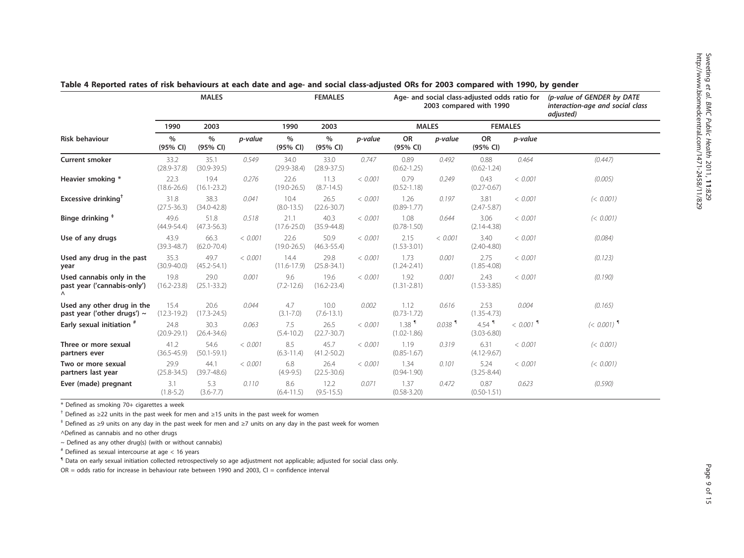**Table 4 Reported rates of risk behaviours at each date and age- and social class-adjusted ORs for 2003 compared with 1990, by gender**

| | MALES | | | FEMALES | | | Age- and social class-adjusted odds ratio for 2003 compared with 1990 | | | | *(p-value of GENDER by DATE interaction-age and social class adjusted)* |
|---|---|---|---|---|---|---|---|---|---|---|---|
| | 1990 | 2003 | | 1990 | 2003 | | MALES | | FEMALES | | |
| Risk behaviour | % (95% CI) | % (95% CI) | *p-value* | % (95% CI) | % (95% CI) | *p-value* | OR (95% CI) | *p-value* | OR (95% CI) | *p-value* | |
| **Current smoker** | 33.2 (28.9-37.8) | 35.1 (30.9-39.5) | *0.549* | 34.0 (29.9-38.4) | 33.0 (28.9-37.5) | *0.747* | 0.89 (0.62-1.25) | *0.492* | 0.88 (0.62-1.24) | *0.464* | *(0.447)* |
| **Heavier smoking** * | 22.3 (18.6-26.6) | 19.4 (16.1-23.2) | *0.276* | 22.6 (19.0-26.5) | 11.3 (8.7-14.5) | *< 0.001* | 0.79 (0.52-1.18) | *0.249* | 0.43 (0.27-0.67) | *< 0.001* | *(0.005)* |
| **Excessive drinking**[†] | 31.8 (27.5-36.3) | 38.3 (34.0-42.8) | *0.041* | 10.4 (8.0-13.5) | 26.5 (22.6-30.7) | *< 0.001* | 1.26 (0.89-1.77) | *0.197* | 3.81 (2.47-5.87) | *< 0.001* | *(< 0.001)* |
| **Binge drinking** [‡] | 49.6 (44.9-54.4) | 51.8 (47.3-56.3) | *0.518* | 21.1 (17.6-25.0) | 40.3 (35.9-44.8) | *< 0.001* | 1.08 (0.78-1.50) | *0.644* | 3.06 (2.14-4.38) | *< 0.001* | *(< 0.001)* |
| **Use of any drugs** | 43.9 (39.3-48.7) | 66.3 (62.0-70.4) | *< 0.001* | 22.6 (19.0-26.5) | 50.9 (46.3-55.4) | *< 0.001* | 2.15 (1.53-3.01) | *< 0.001* | 3.40 (2.40-4.80) | *< 0.001* | *(0.084)* |
| **Used any drug in the past year** | 35.3 (30.9-40.0) | 49.7 (45.2-54.1) | *< 0.001* | 14.4 (11.6-17.9) | 29.8 (25.8-34.1) | *< 0.001* | 1.73 (1.24-2.41) | *0.001* | 2.75 (1.85-4.08) | *< 0.001* | *(0.123)* |
| **Used cannabis only in the past year ('cannabis-only')** ^ | 19.8 (16.2-23.8) | 29.0 (25.1-33.2) | *0.001* | 9.6 (7.2-12.6) | 19.6 (16.2-23.4) | *< 0.001* | 1.92 (1.31-2.81) | *0.001* | 2.43 (1.53-3.85) | *< 0.001* | *(0.190)* |
| **Used any other drug in the past year ('other drugs')** ~ | 15.4 (12.3-19.2) | 20.6 (17.3-24.5) | *0.044* | 4.7 (3.1-7.0) | 10.0 (7.6-13.1) | *0.002* | 1.12 (0.73-1.72) | *0.616* | 2.53 (1.35-4.73) | *0.004* | *(0.165)* |
| **Early sexual initiation** [#] | 24.8 (20.9-29.1) | 30.3 (26.4-34.6) | *0.063* | 7.5 (5.4-10.2) | 26.5 (22.7-30.7) | *< 0.001* | 1.38 [¶] (1.02-1.86) | *0.038* [¶] | 4.54 [¶] (3.03-6.80) | *< 0.001* [¶] | *(< 0.001)* [¶] |
| **Three or more sexual partners ever** | 41.2 (36.5-45.9) | 54.6 (50.1-59.1) | *< 0.001* | 8.5 (6.3-11.4) | 45.7 (41.2-50.2) | *< 0.001* | 1.19 (0.85-1.67) | *0.319* | 6.31 (4.12-9.67) | *< 0.001* | *(< 0.001)* |
| **Two or more sexual partners last year** | 29.9 (25.8-34.5) | 44.1 (39.7-48.6) | *< 0.001* | 6.8 (4.9-9.5) | 26.4 (22.5-30.6) | *< 0.001* | 1.34 (0.94-1.90) | *0.101* | 5.24 (3.25-8.44) | *< 0.001* | *(< 0.001)* |
| **Ever (made) pregnant** | 3.1 (1.8-5.2) | 5.3 (3.6-7.7) | *0.110* | 8.6 (6.4-11.5) | 12.2 (9.5-15.5) | *0.071* | 1.37 (0.58-3.20) | *0.472* | 0.87 (0.50-1.51) | *0.623* | *(0.590)* |

* Defined as smoking 70+ cigarettes a week

[†] Defined as ≥22 units in the past week for men and ≥15 units in the past week for women

[‡] Defined as ≥9 units on any day in the past week for men and ≥7 units on any day in the past week for women

^Defined as cannabis and no other drugs

~ Defined as any other drug(s) (with or without cannabis)

[#] Defiined as sexual intercourse at age < 16 years

[¶] Data on early sexual initiation collected retrospectively so age adjustment not applicable; adjusted for social class only.

OR = odds ratio for increase in behaviour rate between 1990 and 2003, CI = confidence interval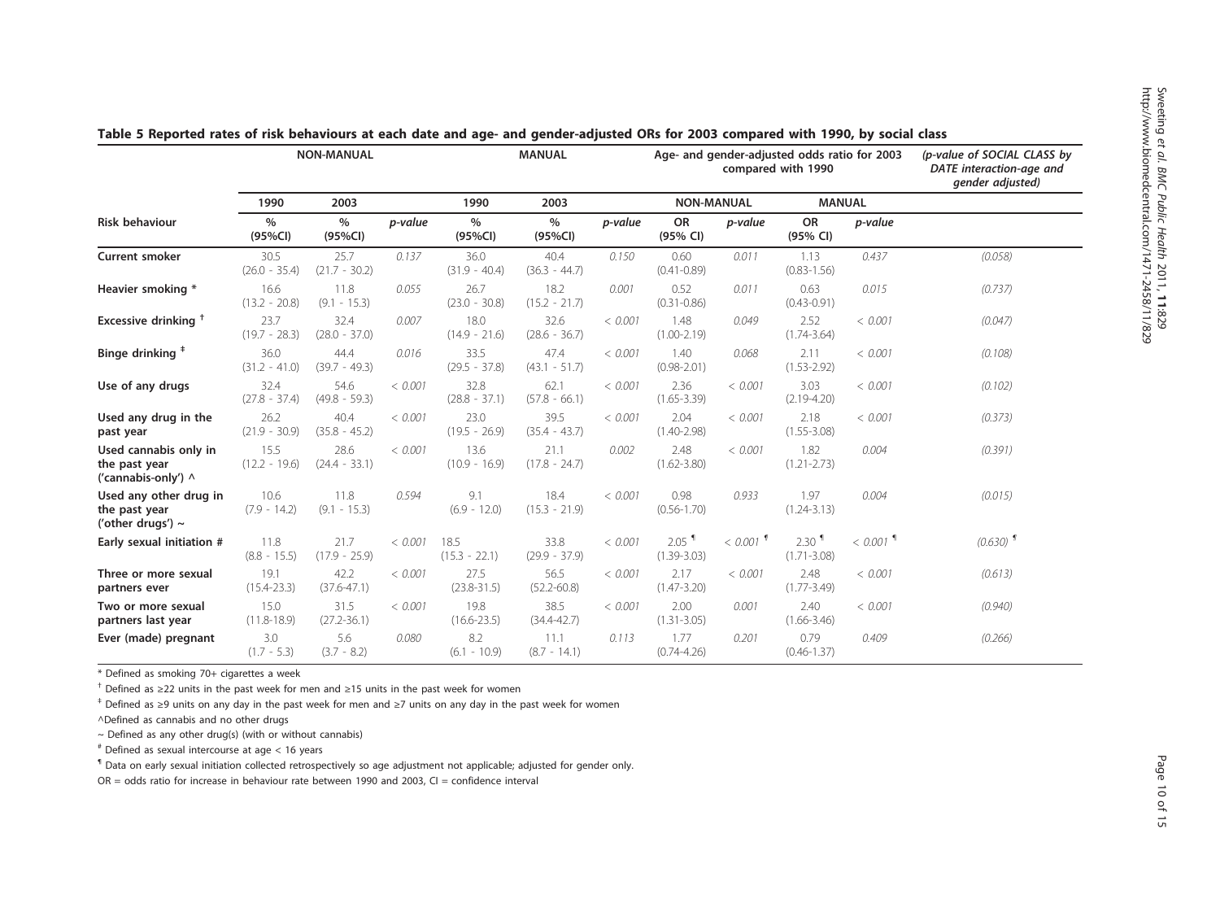**Table 5 Reported rates of risk behaviours at each date and age- and gender-adjusted ORs for 2003 compared with 1990, by social class**

| | NON-MANUAL | | | MANUAL | | | Age- and gender-adjusted odds ratio for 2003 compared with 1990 | | | | *(p-value of SOCIAL CLASS by DATE interaction-age and gender adjusted)* |
|---|---|---|---|---|---|---|---|---|---|---|---|
| | 1990 | 2003 | | 1990 | 2003 | | NON-MANUAL | | MANUAL | | |
| **Risk behaviour** | % (95%CI) | % (95%CI) | *p-value* | % (95%CI) | % (95%CI) | *p-value* | OR (95% CI) | *p-value* | OR (95% CI) | *p-value* | |
| **Current smoker** | 30.5 (26.0 - 35.4) | 25.7 (21.7 - 30.2) | *0.137* | 36.0 (31.9 - 40.4) | 40.4 (36.3 - 44.7) | *0.150* | 0.60 (0.41-0.89) | *0.011* | 1.13 (0.83-1.56) | *0.437* | *(0.058)* |
| **Heavier smoking** * | 16.6 (13.2 - 20.8) | 11.8 (9.1 - 15.3) | *0.055* | 26.7 (23.0 - 30.8) | 18.2 (15.2 - 21.7) | *0.001* | 0.52 (0.31-0.86) | *0.011* | 0.63 (0.43-0.91) | *0.015* | *(0.737)* |
| **Excessive drinking** † | 23.7 (19.7 - 28.3) | 32.4 (28.0 - 37.0) | *0.007* | 18.0 (14.9 - 21.6) | 32.6 (28.6 - 36.7) | *< 0.001* | 1.48 (1.00-2.19) | *0.049* | 2.52 (1.74-3.64) | *< 0.001* | *(0.047)* |
| **Binge drinking** ‡ | 36.0 (31.2 - 41.0) | 44.4 (39.7 - 49.3) | *0.016* | 33.5 (29.5 - 37.8) | 47.4 (43.1 - 51.7) | *< 0.001* | 1.40 (0.98-2.01) | *0.068* | 2.11 (1.53-2.92) | *< 0.001* | *(0.108)* |
| **Use of any drugs** | 32.4 (27.8 - 37.4) | 54.6 (49.8 - 59.3) | *< 0.001* | 32.8 (28.8 - 37.1) | 62.1 (57.8 - 66.1) | *< 0.001* | 2.36 (1.65-3.39) | *< 0.001* | 3.03 (2.19-4.20) | *< 0.001* | *(0.102)* |
| **Used any drug in the past year** | 26.2 (21.9 - 30.9) | 40.4 (35.8 - 45.2) | *< 0.001* | 23.0 (19.5 - 26.9) | 39.5 (35.4 - 43.7) | *< 0.001* | 2.04 (1.40-2.98) | *< 0.001* | 2.18 (1.55-3.08) | *< 0.001* | *(0.373)* |
| **Used cannabis only in the past year ('cannabis-only')** ^ | 15.5 (12.2 - 19.6) | 28.6 (24.4 - 33.1) | *< 0.001* | 13.6 (10.9 - 16.9) | 21.1 (17.8 - 24.7) | *0.002* | 2.48 (1.62-3.80) | *< 0.001* | 1.82 (1.21-2.73) | *0.004* | *(0.391)* |
| **Used any other drug in the past year ('other drugs')** ~ | 10.6 (7.9 - 14.2) | 11.8 (9.1 - 15.3) | *0.594* | 9.1 (6.9 - 12.0) | 18.4 (15.3 - 21.9) | *< 0.001* | 0.98 (0.56-1.70) | *0.933* | 1.97 (1.24-3.13) | *0.004* | *(0.015)* |
| **Early sexual initiation** # | 11.8 (8.8 - 15.5) | 21.7 (17.9 - 25.9) | *< 0.001* | 18.5 (15.3 - 22.1) | 33.8 (29.9 - 37.9) | *< 0.001* | 2.05 ¶ (1.39-3.03) | *< 0.001* ¶ | 2.30 ¶ (1.71-3.08) | *< 0.001* ¶ | *(0.630)* ¶ |
| **Three or more sexual partners ever** | 19.1 (15.4-23.3) | 42.2 (37.6-47.1) | *< 0.001* | 27.5 (23.8-31.5) | 56.5 (52.2-60.8) | *< 0.001* | 2.17 (1.47-3.20) | *< 0.001* | 2.48 (1.77-3.49) | *< 0.001* | *(0.613)* |
| **Two or more sexual partners last year** | 15.0 (11.8-18.9) | 31.5 (27.2-36.1) | *< 0.001* | 19.8 (16.6-23.5) | 38.5 (34.4-42.7) | *< 0.001* | 2.00 (1.31-3.05) | *0.001* | 2.40 (1.66-3.46) | *< 0.001* | *(0.940)* |
| **Ever (made) pregnant** | 3.0 (1.7 - 5.3) | 5.6 (3.7 - 8.2) | *0.080* | 8.2 (6.1 - 10.9) | 11.1 (8.7 - 14.1) | *0.113* | 1.77 (0.74-4.26) | *0.201* | 0.79 (0.46-1.37) | *0.409* | *(0.266)* |

\* Defined as smoking 70+ cigarettes a week

† Defined as ≥22 units in the past week for men and ≥15 units in the past week for women

‡ Defined as ≥9 units on any day in the past week for men and ≥7 units on any day in the past week for women

^Defined as cannabis and no other drugs

~ Defined as any other drug(s) (with or without cannabis)

\# Defined as sexual intercourse at age < 16 years

¶ Data on early sexual initiation collected retrospectively so age adjustment not applicable; adjusted for gender only.

OR = odds ratio for increase in behaviour rate between 1990 and 2003, CI = confidence interval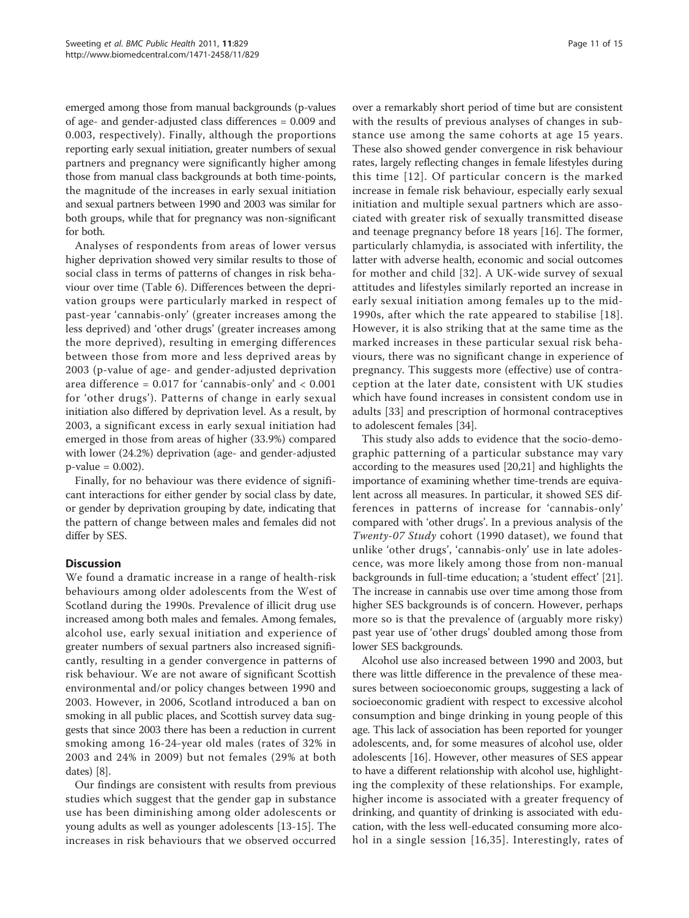emerged among those from manual backgrounds (p-values of age- and gender-adjusted class differences = 0.009 and 0.003, respectively). Finally, although the proportions reporting early sexual initiation, greater numbers of sexual partners and pregnancy were significantly higher among those from manual class backgrounds at both time-points, the magnitude of the increases in early sexual initiation and sexual partners between 1990 and 2003 was similar for both groups, while that for pregnancy was non-significant for both.

Analyses of respondents from areas of lower versus higher deprivation showed very similar results to those of social class in terms of patterns of changes in risk behaviour over time (Table 6). Differences between the deprivation groups were particularly marked in respect of past-year 'cannabis-only' (greater increases among the less deprived) and 'other drugs' (greater increases among the more deprived), resulting in emerging differences between those from more and less deprived areas by 2003 (p-value of age- and gender-adjusted deprivation area difference = 0.017 for 'cannabis-only' and < 0.001 for 'other drugs'). Patterns of change in early sexual initiation also differed by deprivation level. As a result, by 2003, a significant excess in early sexual initiation had emerged in those from areas of higher (33.9%) compared with lower (24.2%) deprivation (age- and gender-adjusted p-value = 0.002).

Finally, for no behaviour was there evidence of significant interactions for either gender by social class by date, or gender by deprivation grouping by date, indicating that the pattern of change between males and females did not differ by SES.

## Discussion

We found a dramatic increase in a range of health-risk behaviours among older adolescents from the West of Scotland during the 1990s. Prevalence of illicit drug use increased among both males and females. Among females, alcohol use, early sexual initiation and experience of greater numbers of sexual partners also increased significantly, resulting in a gender convergence in patterns of risk behaviour. We are not aware of significant Scottish environmental and/or policy changes between 1990 and 2003. However, in 2006, Scotland introduced a ban on smoking in all public places, and Scottish survey data suggests that since 2003 there has been a reduction in current smoking among 16-24-year old males (rates of 32% in 2003 and 24% in 2009) but not females (29% at both dates) [8].

Our findings are consistent with results from previous studies which suggest that the gender gap in substance use has been diminishing among older adolescents or young adults as well as younger adolescents [13-15]. The increases in risk behaviours that we observed occurred over a remarkably short period of time but are consistent with the results of previous analyses of changes in substance use among the same cohorts at age 15 years. These also showed gender convergence in risk behaviour rates, largely reflecting changes in female lifestyles during this time [12]. Of particular concern is the marked increase in female risk behaviour, especially early sexual initiation and multiple sexual partners which are associated with greater risk of sexually transmitted disease and teenage pregnancy before 18 years [16]. The former, particularly chlamydia, is associated with infertility, the latter with adverse health, economic and social outcomes for mother and child [32]. A UK-wide survey of sexual attitudes and lifestyles similarly reported an increase in early sexual initiation among females up to the mid-1990s, after which the rate appeared to stabilise [18]. However, it is also striking that at the same time as the marked increases in these particular sexual risk behaviours, there was no significant change in experience of pregnancy. This suggests more (effective) use of contraception at the later date, consistent with UK studies which have found increases in consistent condom use in adults [33] and prescription of hormonal contraceptives to adolescent females [34].

This study also adds to evidence that the socio-demographic patterning of a particular substance may vary according to the measures used [20,21] and highlights the importance of examining whether time-trends are equivalent across all measures. In particular, it showed SES differences in patterns of increase for 'cannabis-only' compared with 'other drugs'. In a previous analysis of the *Twenty-07 Study* cohort (1990 dataset), we found that unlike 'other drugs', 'cannabis-only' use in late adolescence, was more likely among those from non-manual backgrounds in full-time education; a 'student effect' [21]. The increase in cannabis use over time among those from higher SES backgrounds is of concern. However, perhaps more so is that the prevalence of (arguably more risky) past year use of 'other drugs' doubled among those from lower SES backgrounds.

Alcohol use also increased between 1990 and 2003, but there was little difference in the prevalence of these measures between socioeconomic groups, suggesting a lack of socioeconomic gradient with respect to excessive alcohol consumption and binge drinking in young people of this age. This lack of association has been reported for younger adolescents, and, for some measures of alcohol use, older adolescents [16]. However, other measures of SES appear to have a different relationship with alcohol use, highlighting the complexity of these relationships. For example, higher income is associated with a greater frequency of drinking, and quantity of drinking is associated with education, with the less well-educated consuming more alcohol in a single session [16,35]. Interestingly, rates of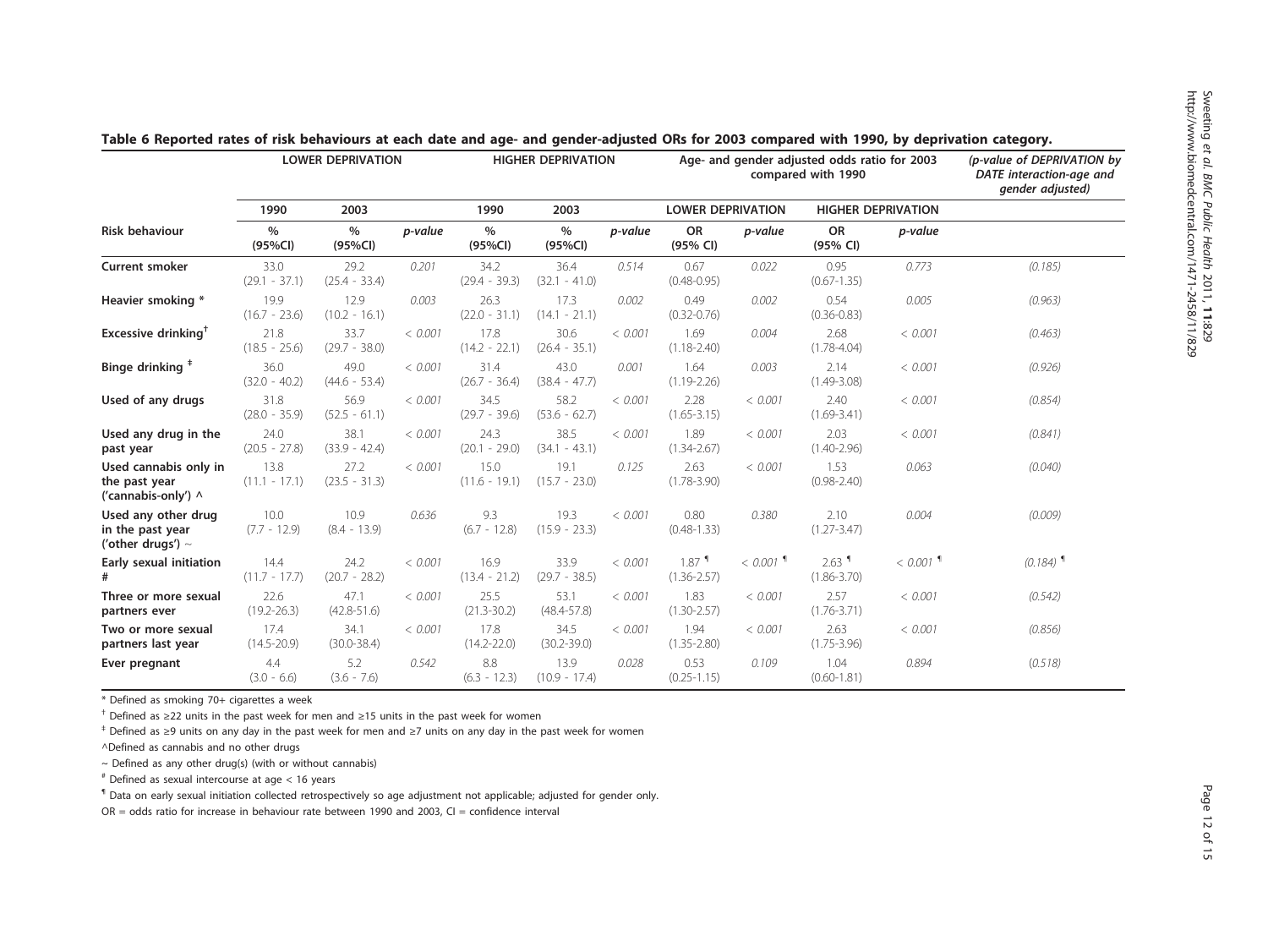**Table 6 Reported rates of risk behaviours at each date and age- and gender-adjusted ORs for 2003 compared with 1990, by deprivation category.**

| | LOWER DEPRIVATION | | | HIGHER DEPRIVATION | | | Age- and gender adjusted odds ratio for 2003 compared with 1990 | | | | *(p-value of DEPRIVATION by DATE interaction-age and gender adjusted)* |
|---|---|---|---|---|---|---|---|---|---|---|---|
| | 1990 | 2003 | | 1990 | 2003 | | LOWER DEPRIVATION | | HIGHER DEPRIVATION | | |
| Risk behaviour | % (95%CI) | % (95%CI) | *p-value* | % (95%CI) | % (95%CI) | *p-value* | OR (95% CI) | *p-value* | OR (95% CI) | *p-value* | |
| **Current smoker** | 33.0 (29.1 - 37.1) | 29.2 (25.4 - 33.4) | *0.201* | 34.2 (29.4 - 39.3) | 36.4 (32.1 - 41.0) | *0.514* | 0.67 (0.48-0.95) | *0.022* | 0.95 (0.67-1.35) | *0.773* | *(0.185)* |
| **Heavier smoking** * | 19.9 (16.7 - 23.6) | 12.9 (10.2 - 16.1) | *0.003* | 26.3 (22.0 - 31.1) | 17.3 (14.1 - 21.1) | *0.002* | 0.49 (0.32-0.76) | *0.002* | 0.54 (0.36-0.83) | *0.005* | *(0.963)* |
| **Excessive drinking**[†] | 21.8 (18.5 - 25.6) | 33.7 (29.7 - 38.0) | *< 0.001* | 17.8 (14.2 - 22.1) | 30.6 (26.4 - 35.1) | *< 0.001* | 1.69 (1.18-2.40) | *0.004* | 2.68 (1.78-4.04) | *< 0.001* | *(0.463)* |
| **Binge drinking** [‡] | 36.0 (32.0 - 40.2) | 49.0 (44.6 - 53.4) | *< 0.001* | 31.4 (26.7 - 36.4) | 43.0 (38.4 - 47.7) | *0.001* | 1.64 (1.19-2.26) | *0.003* | 2.14 (1.49-3.08) | *< 0.001* | *(0.926)* |
| **Used of any drugs** | 31.8 (28.0 - 35.9) | 56.9 (52.5 - 61.1) | *< 0.001* | 34.5 (29.7 - 39.6) | 58.2 (53.6 - 62.7) | *< 0.001* | 2.28 (1.65-3.15) | *< 0.001* | 2.40 (1.69-3.41) | *< 0.001* | *(0.854)* |
| **Used any drug in the past year** | 24.0 (20.5 - 27.8) | 38.1 (33.9 - 42.4) | *< 0.001* | 24.3 (20.1 - 29.0) | 38.5 (34.1 - 43.1) | *< 0.001* | 1.89 (1.34-2.67) | *< 0.001* | 2.03 (1.40-2.96) | *< 0.001* | *(0.841)* |
| **Used cannabis only in the past year ('cannabis-only')** ^ | 13.8 (11.1 - 17.1) | 27.2 (23.5 - 31.3) | *< 0.001* | 15.0 (11.6 - 19.1) | 19.1 (15.7 - 23.0) | *0.125* | 2.63 (1.78-3.90) | *< 0.001* | 1.53 (0.98-2.40) | *0.063* | *(0.040)* |
| **Used any other drug in the past year ('other drugs')** ~ | 10.0 (7.7 - 12.9) | 10.9 (8.4 - 13.9) | *0.636* | 9.3 (6.7 - 12.8) | 19.3 (15.9 - 23.3) | *< 0.001* | 0.80 (0.48-1.33) | *0.380* | 2.10 (1.27-3.47) | *0.004* | *(0.009)* |
| **Early sexual initiation** # | 14.4 (11.7 - 17.7) | 24.2 (20.7 - 28.2) | *< 0.001* | 16.9 (13.4 - 21.2) | 33.9 (29.7 - 38.5) | *< 0.001* | 1.87 ¶ (1.36-2.57) | *< 0.001* ¶ | 2.63 ¶ (1.86-3.70) | *< 0.001* ¶ | *(0.184)* ¶ |
| **Three or more sexual partners ever** | 22.6 (19.2-26.3) | 47.1 (42.8-51.6) | *< 0.001* | 25.5 (21.3-30.2) | 53.1 (48.4-57.8) | *< 0.001* | 1.83 (1.30-2.57) | *< 0.001* | 2.57 (1.76-3.71) | *< 0.001* | *(0.542)* |
| **Two or more sexual partners last year** | 17.4 (14.5-20.9) | 34.1 (30.0-38.4) | *< 0.001* | 17.8 (14.2-22.0) | 34.5 (30.2-39.0) | *< 0.001* | 1.94 (1.35-2.80) | *< 0.001* | 2.63 (1.75-3.96) | *< 0.001* | *(0.856)* |
| **Ever pregnant** | 4.4 (3.0 - 6.6) | 5.2 (3.6 - 7.6) | *0.542* | 8.8 (6.3 - 12.3) | 13.9 (10.9 - 17.4) | *0.028* | 0.53 (0.25-1.15) | *0.109* | 1.04 (0.60-1.81) | *0.894* | *(0.518)* |

* Defined as smoking 70+ cigarettes a week

† Defined as ≥22 units in the past week for men and ≥15 units in the past week for women

‡ Defined as ≥9 units on any day in the past week for men and ≥7 units on any day in the past week for women

^Defined as cannabis and no other drugs

~ Defined as any other drug(s) (with or without cannabis)

# Defined as sexual intercourse at age < 16 years

¶ Data on early sexual initiation collected retrospectively so age adjustment not applicable; adjusted for gender only.

OR = odds ratio for increase in behaviour rate between 1990 and 2003, CI = confidence interval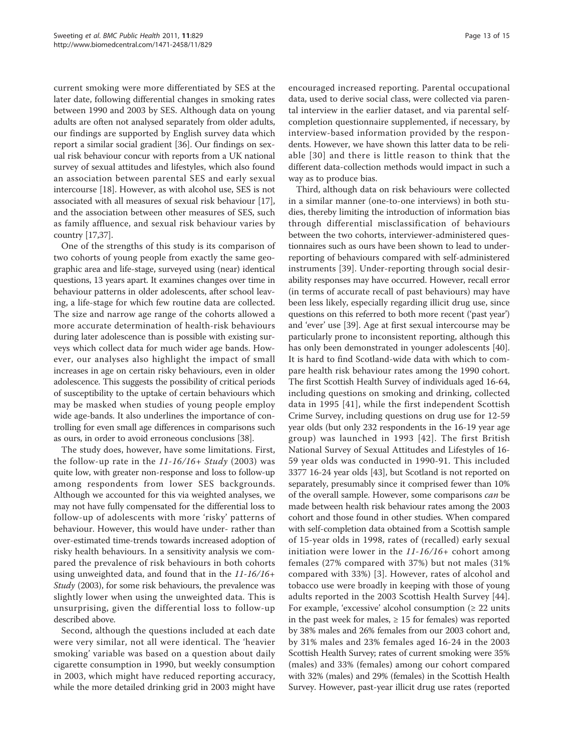current smoking were more differentiated by SES at the later date, following differential changes in smoking rates between 1990 and 2003 by SES. Although data on young adults are often not analysed separately from older adults, our findings are supported by English survey data which report a similar social gradient [36]. Our findings on sexual risk behaviour concur with reports from a UK national survey of sexual attitudes and lifestyles, which also found an association between parental SES and early sexual intercourse [18]. However, as with alcohol use, SES is not associated with all measures of sexual risk behaviour [17], and the association between other measures of SES, such as family affluence, and sexual risk behaviour varies by country [17,37].

One of the strengths of this study is its comparison of two cohorts of young people from exactly the same geographic area and life-stage, surveyed using (near) identical questions, 13 years apart. It examines changes over time in behaviour patterns in older adolescents, after school leaving, a life-stage for which few routine data are collected. The size and narrow age range of the cohorts allowed a more accurate determination of health-risk behaviours during later adolescence than is possible with existing surveys which collect data for much wider age bands. However, our analyses also highlight the impact of small increases in age on certain risky behaviours, even in older adolescence. This suggests the possibility of critical periods of susceptibility to the uptake of certain behaviours which may be masked when studies of young people employ wide age-bands. It also underlines the importance of controlling for even small age differences in comparisons such as ours, in order to avoid erroneous conclusions [38].

The study does, however, have some limitations. First, the follow-up rate in the *11-16/16+ Study* (2003) was quite low, with greater non-response and loss to follow-up among respondents from lower SES backgrounds. Although we accounted for this via weighted analyses, we may not have fully compensated for the differential loss to follow-up of adolescents with more 'risky' patterns of behaviour. However, this would have under- rather than over-estimated time-trends towards increased adoption of risky health behaviours. In a sensitivity analysis we compared the prevalence of risk behaviours in both cohorts using unweighted data, and found that in the *11-16/16+ Study* (2003), for some risk behaviours, the prevalence was slightly lower when using the unweighted data. This is unsurprising, given the differential loss to follow-up described above.

Second, although the questions included at each date were very similar, not all were identical. The 'heavier smoking' variable was based on a question about daily cigarette consumption in 1990, but weekly consumption in 2003, which might have reduced reporting accuracy, while the more detailed drinking grid in 2003 might have encouraged increased reporting. Parental occupational data, used to derive social class, were collected via parental interview in the earlier dataset, and via parental self-completion questionnaire supplemented, if necessary, by interview-based information provided by the respondents. However, we have shown this latter data to be reliable [30] and there is little reason to think that the different data-collection methods would impact in such a way as to produce bias.

Third, although data on risk behaviours were collected in a similar manner (one-to-one interviews) in both studies, thereby limiting the introduction of information bias through differential misclassification of behaviours between the two cohorts, interviewer-administered questionnaires such as ours have been shown to lead to under-reporting of behaviours compared with self-administered instruments [39]. Under-reporting through social desirability responses may have occurred. However, recall error (in terms of accurate recall of past behaviours) may have been less likely, especially regarding illicit drug use, since questions on this referred to both more recent ('past year') and 'ever' use [39]. Age at first sexual intercourse may be particularly prone to inconsistent reporting, although this has only been demonstrated in younger adolescents [40]. It is hard to find Scotland-wide data with which to compare health risk behaviour rates among the 1990 cohort. The first Scottish Health Survey of individuals aged 16-64, including questions on smoking and drinking, collected data in 1995 [41], while the first independent Scottish Crime Survey, including questions on drug use for 12-59 year olds (but only 232 respondents in the 16-19 year age group) was launched in 1993 [42]. The first British National Survey of Sexual Attitudes and Lifestyles of 16-59 year olds was conducted in 1990-91. This included 3377 16-24 year olds [43], but Scotland is not reported on separately, presumably since it comprised fewer than 10% of the overall sample. However, some comparisons *can* be made between health risk behaviour rates among the 2003 cohort and those found in other studies. When compared with self-completion data obtained from a Scottish sample of 15-year olds in 1998, rates of (recalled) early sexual initiation were lower in the *11-16/16+* cohort among females (27% compared with 37%) but not males (31% compared with 33%) [3]. However, rates of alcohol and tobacco use were broadly in keeping with those of young adults reported in the 2003 Scottish Health Survey [44]. For example, 'excessive' alcohol consumption ($\geq$ 22 units in the past week for males, $\geq$ 15 for females) was reported by 38% males and 26% females from our 2003 cohort and, by 31% males and 23% females aged 16-24 in the 2003 Scottish Health Survey; rates of current smoking were 35% (males) and 33% (females) among our cohort compared with 32% (males) and 29% (females) in the Scottish Health Survey. However, past-year illicit drug use rates (reported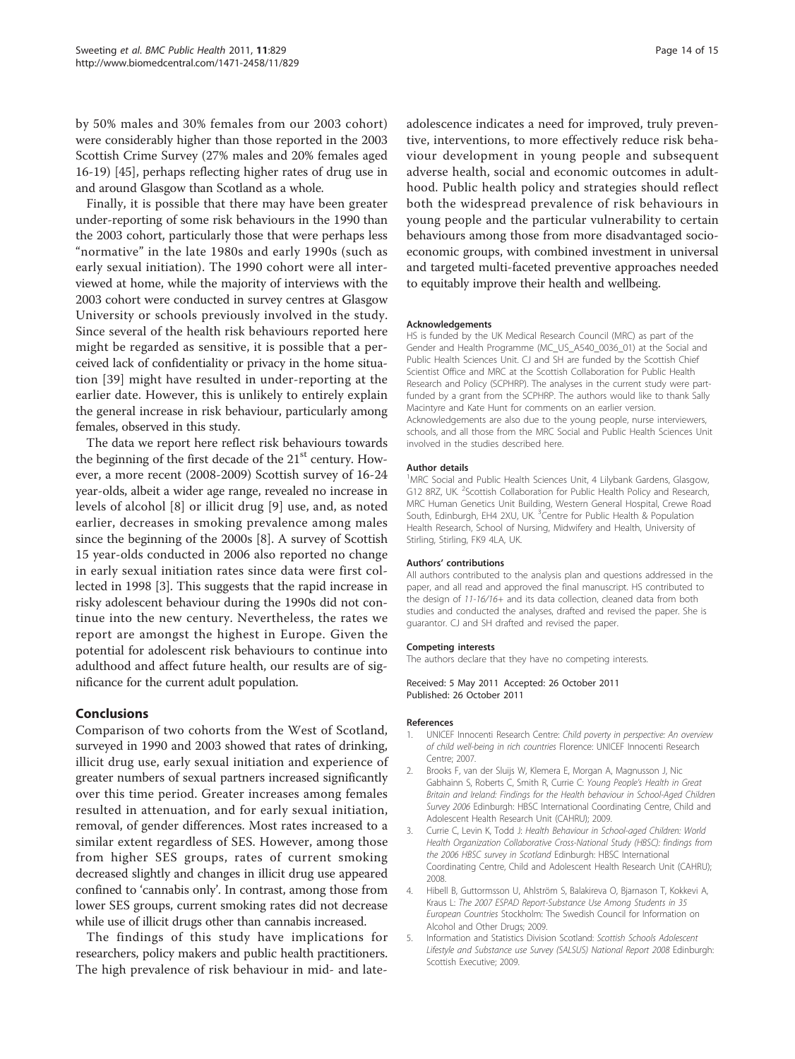by 50% males and 30% females from our 2003 cohort) were considerably higher than those reported in the 2003 Scottish Crime Survey (27% males and 20% females aged 16-19) [45], perhaps reflecting higher rates of drug use in and around Glasgow than Scotland as a whole.

Finally, it is possible that there may have been greater under-reporting of some risk behaviours in the 1990 than the 2003 cohort, particularly those that were perhaps less "normative" in the late 1980s and early 1990s (such as early sexual initiation). The 1990 cohort were all interviewed at home, while the majority of interviews with the 2003 cohort were conducted in survey centres at Glasgow University or schools previously involved in the study. Since several of the health risk behaviours reported here might be regarded as sensitive, it is possible that a perceived lack of confidentiality or privacy in the home situation [39] might have resulted in under-reporting at the earlier date. However, this is unlikely to entirely explain the general increase in risk behaviour, particularly among females, observed in this study.

The data we report here reflect risk behaviours towards the beginning of the first decade of the 21st century. However, a more recent (2008-2009) Scottish survey of 16-24 year-olds, albeit a wider age range, revealed no increase in levels of alcohol [8] or illicit drug [9] use, and, as noted earlier, decreases in smoking prevalence among males since the beginning of the 2000s [8]. A survey of Scottish 15 year-olds conducted in 2006 also reported no change in early sexual initiation rates since data were first collected in 1998 [3]. This suggests that the rapid increase in risky adolescent behaviour during the 1990s did not continue into the new century. Nevertheless, the rates we report are amongst the highest in Europe. Given the potential for adolescent risk behaviours to continue into adulthood and affect future health, our results are of significance for the current adult population.

## Conclusions

Comparison of two cohorts from the West of Scotland, surveyed in 1990 and 2003 showed that rates of drinking, illicit drug use, early sexual initiation and experience of greater numbers of sexual partners increased significantly over this time period. Greater increases among females resulted in attenuation, and for early sexual initiation, removal, of gender differences. Most rates increased to a similar extent regardless of SES. However, among those from higher SES groups, rates of current smoking decreased slightly and changes in illicit drug use appeared confined to 'cannabis only'. In contrast, among those from lower SES groups, current smoking rates did not decrease while use of illicit drugs other than cannabis increased.

The findings of this study have implications for researchers, policy makers and public health practitioners. The high prevalence of risk behaviour in mid- and late-adolescence indicates a need for improved, truly preventive, interventions, to more effectively reduce risk behaviour development in young people and subsequent adverse health, social and economic outcomes in adulthood. Public health policy and strategies should reflect both the widespread prevalence of risk behaviours in young people and the particular vulnerability to certain behaviours among those from more disadvantaged socioeconomic groups, with combined investment in universal and targeted multi-faceted preventive approaches needed to equitably improve their health and wellbeing.

#### Acknowledgements

HS is funded by the UK Medical Research Council (MRC) as part of the Gender and Health Programme (MC_US_A540_0036_01) at the Social and Public Health Sciences Unit. CJ and SH are funded by the Scottish Chief Scientist Office and MRC at the Scottish Collaboration for Public Health Research and Policy (SCPHRP). The analyses in the current study were part-funded by a grant from the SCPHRP. The authors would like to thank Sally Macintyre and Kate Hunt for comments on an earlier version. Acknowledgements are also due to the young people, nurse interviewers, schools, and all those from the MRC Social and Public Health Sciences Unit involved in the studies described here.

#### Author details

[1]MRC Social and Public Health Sciences Unit, 4 Lilybank Gardens, Glasgow, G12 8RZ, UK. [2]Scottish Collaboration for Public Health Policy and Research, MRC Human Genetics Unit Building, Western General Hospital, Crewe Road South, Edinburgh, EH4 2XU, UK. [3]Centre for Public Health & Population Health Research, School of Nursing, Midwifery and Health, University of Stirling, Stirling, FK9 4LA, UK.

#### Authors' contributions

All authors contributed to the analysis plan and questions addressed in the paper, and all read and approved the final manuscript. HS contributed to the design of *11-16/16+* and its data collection, cleaned data from both studies and conducted the analyses, drafted and revised the paper. She is guarantor. CJ and SH drafted and revised the paper.

#### Competing interests

The authors declare that they have no competing interests.

Received: 5 May 2011 Accepted: 26 October 2011
Published: 26 October 2011

#### References

1. UNICEF Innocenti Research Centre: *Child poverty in perspective: An overview of child well-being in rich countries* Florence: UNICEF Innocenti Research Centre; 2007.
2. Brooks F, van der Sluijs W, Klemera E, Morgan A, Magnusson J, Nic Gabhainn S, Roberts C, Smith R, Currie C: *Young People's Health in Great Britain and Ireland: Findings for the Health behaviour in School-Aged Children Survey 2006* Edinburgh: HBSC International Coordinating Centre, Child and Adolescent Health Research Unit (CAHRU); 2009.
3. Currie C, Levin K, Todd J: *Health Behaviour in School-aged Children: World Health Organization Collaborative Cross-National Study (HBSC): findings from the 2006 HBSC survey in Scotland* Edinburgh: HBSC International Coordinating Centre, Child and Adolescent Health Research Unit (CAHRU); 2008.
4. Hibell B, Guttormsson U, Ahlström S, Balakireva O, Bjarnason T, Kokkevi A, Kraus L: *The 2007 ESPAD Report-Substance Use Among Students in 35 European Countries* Stockholm: The Swedish Council for Information on Alcohol and Other Drugs; 2009.
5. Information and Statistics Division Scotland: *Scottish Schools Adolescent Lifestyle and Substance use Survey (SALSUS) National Report 2008* Edinburgh: Scottish Executive; 2009.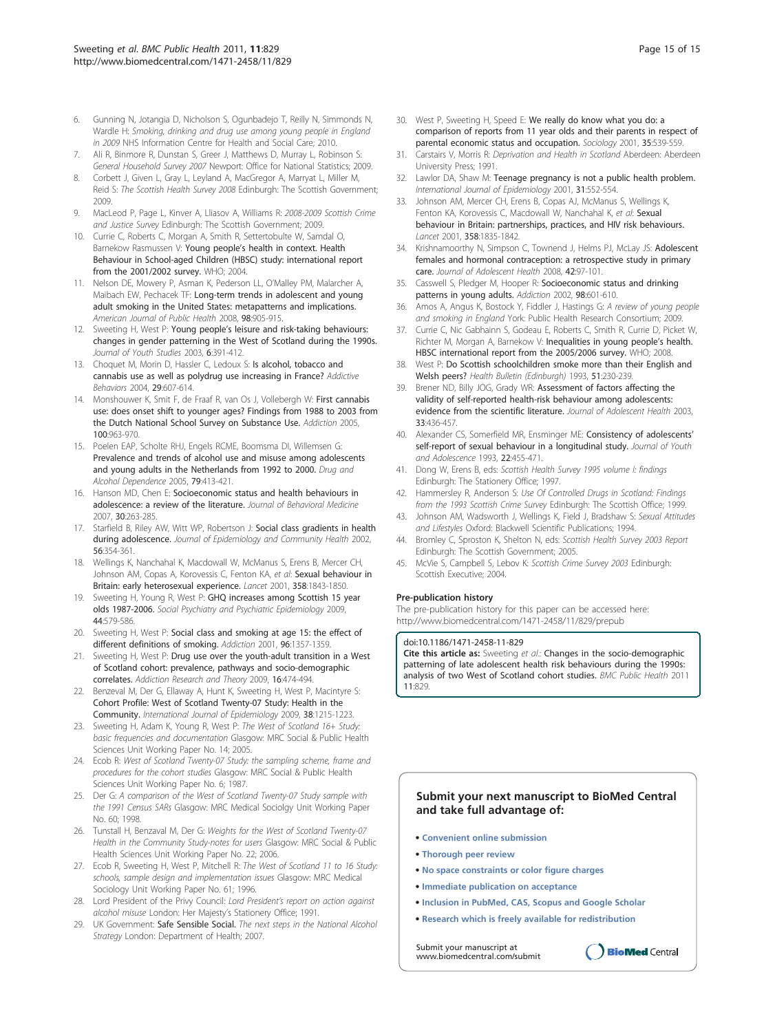6. Gunning N, Jotangia D, Nicholson S, Ogunbadejo T, Reilly N, Simmonds N, Wardle H: *Smoking, drinking and drug use among young people in England in 2009* NHS Information Centre for Health and Social Care; 2010.
7. Ali R, Binmore R, Dunstan S, Greer J, Matthews D, Murray L, Robinson S: *General Household Survey 2007* Newport: Office for National Statistics; 2009.
8. Corbett J, Given L, Gray L, Leyland A, MacGregor A, Marryat L, Miller M, Reid S: *The Scottish Health Survey 2008* Edinburgh: The Scottish Government; 2009.
9. MacLeod P, Page L, Kinver A, Iliasov A, Williams R: *2008-2009 Scottish Crime and Justice Survey* Edinburgh: The Scottish Government; 2009.
10. Currie C, Roberts C, Morgan A, Smith R, Settertobulte W, Samdal O, Barnekow Rasmussen V: **Young people's health in context. Health Behaviour in School-aged Children (HBSC) study: international report from the 2001/2002 survey.** WHO; 2004.
11. Nelson DE, Mowery P, Asman K, Pederson LL, O'Malley PM, Malarcher A, Maibach EW, Pechacek TF: **Long-term trends in adolescent and young adult smoking in the United States: metapatterns and implications.** *American Journal of Public Health* 2008, **98**:905-915.
12. Sweeting H, West P: **Young people's leisure and risk-taking behaviours: changes in gender patterning in the West of Scotland during the 1990s.** *Journal of Youth Studies* 2003, **6**:391-412.
13. Choquet M, Morin D, Hassler C, Ledoux S: **Is alcohol, tobacco and cannabis use as well as polydrug use increasing in France?** *Addictive Behaviors* 2004, **29**:607-614.
14. Monshouwer K, Smit F, de Fraaf R, van Os J, Vollebergh W: **First cannabis use: does onset shift to younger ages? Findings from 1988 to 2003 from the Dutch National School Survey on Substance Use.** *Addiction* 2005, **100**:963-970.
15. Poelen EAP, Scholte RHJ, Engels RCME, Boomsma DI, Willemsen G: **Prevalence and trends of alcohol use and misuse among adolescents and young adults in the Netherlands from 1992 to 2000.** *Drug and Alcohol Dependence* 2005, **79**:413-421.
16. Hanson MD, Chen E: **Socioeconomic status and health behaviours in adolescence: a review of the literature.** *Journal of Behavioral Medicine* 2007, **30**:263-285.
17. Starfield B, Riley AW, Witt WP, Robertson J: **Social class gradients in health during adolescence.** *Journal of Epidemiology and Community Health* 2002, **56**:354-361.
18. Wellings K, Nanchahal K, Macdowall W, McManus S, Erens B, Mercer CH, Johnson AM, Copas A, Korovessis C, Fenton KA, *et al*: **Sexual behaviour in Britain: early heterosexual experience.** *Lancet* 2001, **358**:1843-1850.
19. Sweeting H, Young R, West P: **GHQ increases among Scottish 15 year olds 1987-2006.** *Social Psychiatry and Psychiatric Epidemiology* 2009, **44**:579-586.
20. Sweeting H, West P: **Social class and smoking at age 15: the effect of different definitions of smoking.** *Addiction* 2001, **96**:1357-1359.
21. Sweeting H, West P: **Drug use over the youth-adult transition in a West of Scotland cohort: prevalence, pathways and socio-demographic correlates.** *Addiction Research and Theory* 2009, **16**:474-494.
22. Benzeval M, Der G, Ellaway A, Hunt K, Sweeting H, West P, Macintyre S: **Cohort Profile: West of Scotland Twenty-07 Study: Health in the Community.** *International Journal of Epidemiology* 2009, **38**:1215-1223.
23. Sweeting H, Adam K, Young R, West P: *The West of Scotland 16+ Study: basic frequencies and documentation* Glasgow: MRC Social & Public Health Sciences Unit Working Paper No. 14; 2005.
24. Ecob R: *West of Scotland Twenty-07 Study: the sampling scheme, frame and procedures for the cohort studies* Glasgow: MRC Social & Public Health Sciences Unit Working Paper No. 6; 1987.
25. Der G: *A comparison of the West of Scotland Twenty-07 Study sample with the 1991 Census SARs* Glasgow: MRC Medical Sociolgy Unit Working Paper No. 60; 1998.
26. Tunstall H, Benzaval M, Der G: *Weights for the West of Scotland Twenty-07 Health in the Community Study-notes for users* Glasgow: MRC Social & Public Health Sciences Unit Working Paper No. 22; 2006.
27. Ecob R, Sweeting H, West P, Mitchell R: *The West of Scotland 11 to 16 Study: schools, sample design and implementation issues* Glasgow: MRC Medical Sociology Unit Working Paper No. 61; 1996.
28. Lord President of the Privy Council: *Lord President's report on action against alcohol misuse* London: Her Majesty's Stationery Office; 1991.
29. UK Government: **Safe Sensible Social.** *The next steps in the National Alcohol Strategy* London: Department of Health; 2007.
30. West P, Sweeting H, Speed E: **We really do know what you do: a comparison of reports from 11 year olds and their parents in respect of parental economic status and occupation.** *Sociology* 2001, **35**:539-559.
31. Carstairs V, Morris R: *Deprivation and Health in Scotland* Aberdeen: Aberdeen University Press; 1991.
32. Lawlor DA, Shaw M: **Teenage pregnancy is not a public health problem.** *International Journal of Epidemiology* 2001, **31**:552-554.
33. Johnson AM, Mercer CH, Erens B, Copas AJ, McManus S, Wellings K, Fenton KA, Korovessis C, Macdowall W, Nanchahal K, *et al*: **Sexual behaviour in Britain: partnerships, practices, and HIV risk behaviours.** *Lancet* 2001, **358**:1835-1842.
34. Krishnamoorthy N, Simpson C, Townend J, Helms PJ, McLay JS: **Adolescent females and hormonal contraception: a retrospective study in primary care.** *Journal of Adolescent Health* 2008, **42**:97-101.
35. Casswell S, Pledger M, Hooper R: **Socioeconomic status and drinking patterns in young adults.** *Addiction* 2002, **98**:601-610.
36. Amos A, Angus K, Bostock Y, Fiddler J, Hastings G: *A review of young people and smoking in England* York: Public Health Research Consortium; 2009.
37. Currie C, Nic Gabhainn S, Godeau E, Roberts C, Smith R, Currie D, Picket W, Richter M, Morgan A, Barnekow V: **Inequalities in young people's health. HBSC international report from the 2005/2006 survey.** WHO; 2008.
38. West P: **Do Scottish schoolchildren smoke more than their English and Welsh peers?** *Health Bulletin (Edinburgh)* 1993, **51**:230-239.
39. Brener ND, Billy JOG, Grady WR: **Assessment of factors affecting the validity of self-reported health-risk behaviour among adolescents: evidence from the scientific literature.** *Journal of Adolescent Health* 2003, **33**:436-457.
40. Alexander CS, Somerfield MR, Ensminger ME: **Consistency of adolescents' self-report of sexual behaviour in a longitudinal study.** *Journal of Youth and Adolescence* 1993, **22**:455-471.
41. Dong W, Erens B, eds: *Scottish Health Survey 1995 volume I: findings* Edinburgh: The Stationery Office; 1997.
42. Hammersley R, Anderson S: *Use Of Controlled Drugs in Scotland: Findings from the 1993 Scottish Crime Survey* Edinburgh: The Scottish Office; 1999.
43. Johnson AM, Wadsworth J, Wellings K, Field J, Bradshaw S: *Sexual Attitudes and Lifestyles* Oxford: Blackwell Scientific Publications; 1994.
44. Bromley C, Sproston K, Shelton N, eds: *Scottish Health Survey 2003 Report* Edinburgh: The Scottish Government; 2005.
45. McVie S, Campbell S, Lebov K: *Scottish Crime Survey 2003* Edinburgh: Scottish Executive; 2004.

### Pre-publication history

The pre-publication history for this paper can be accessed here: http://www.biomedcentral.com/1471-2458/11/829/prepub

doi:10.1186/1471-2458-11-829

**Cite this article as:** Sweeting *et al.*: Changes in the socio-demographic patterning of late adolescent health risk behaviours during the 1990s: analysis of two West of Scotland cohort studies. *BMC Public Health* 2011 **11**:829.

**Submit your next manuscript to BioMed Central and take full advantage of:**

- Convenient online submission
- Thorough peer review
- No space constraints or color figure charges
- Immediate publication on acceptance
- Inclusion in PubMed, CAS, Scopus and Google Scholar
- Research which is freely available for redistribution

Submit your manuscript at www.biomedcentral.com/submit

BioMed Central